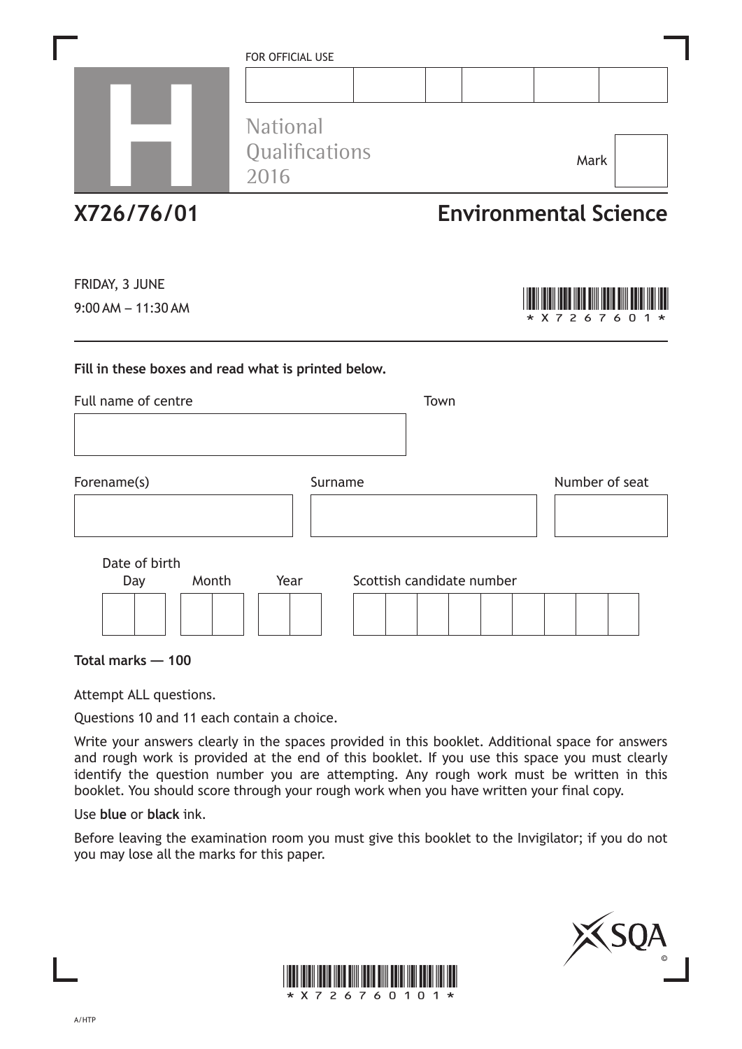FOR OFFICIAL USE

National Qualifications 2016

Mark

# X726/76/01 Environmental Science

FRIDAY, 3 JUNE

9:00 AM – 11:30 AM

**Fill in these boxes and read what is printed below.**

Full name of centre

Town

Forename(s)

Surname

Number of seat

Date of birth

Day Month Year

Scottish candidate number

**Total marks — 100**

Attempt ALL questions.

Questions 10 and 11 each contain a choice.

Write your answers clearly in the spaces provided in this booklet. Additional space for answers and rough work is provided at the end of this booklet. If you use this space you must clearly identify the question number you are attempting. Any rough work must be written in this booklet. You should score through your rough work when you have written your final copy.

Use **blue** or **black** ink.

Before leaving the examination room you must give this booklet to the Invigilator; if you do not you may lose all the marks for this paper.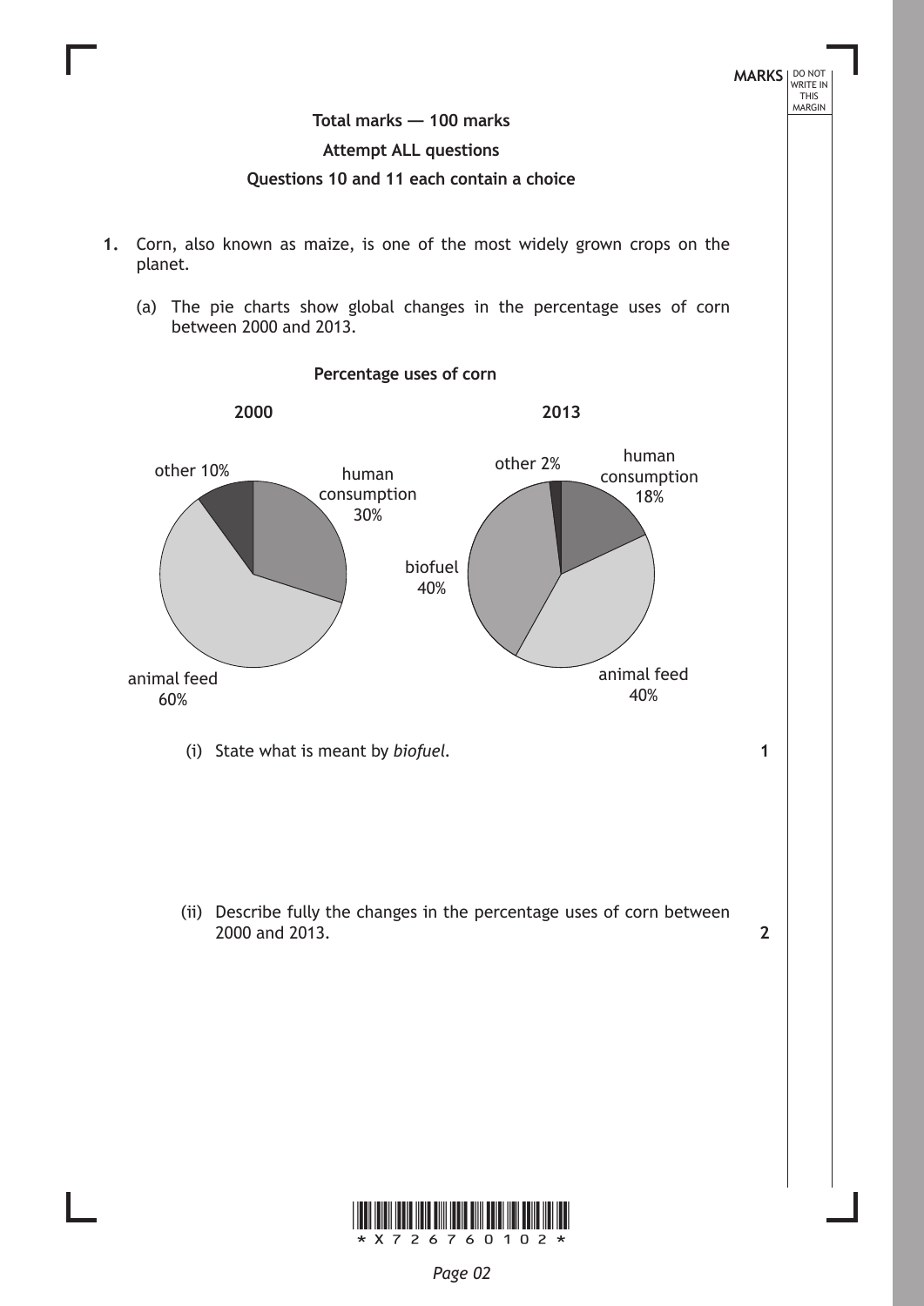**Total marks — 100 marks**

**Attempt ALL questions**

**Questions 10 and 11 each contain a choice**

1. Corn, also known as maize, is one of the most widely grown crops on the planet.

   (a) The pie charts show global changes in the percentage uses of corn between 2000 and 2013.

   **Percentage uses of corn**

   **2000**

   - human consumption 30%
   - animal feed 60%
   - other 10%

   **2013**

   - human consumption 18%
   - animal feed 40%
   - biofuel 40%
   - other 2%

   (i) State what is meant by *biofuel*. **1**

   (ii) Describe fully the changes in the percentage uses of corn between 2000 and 2013. **2**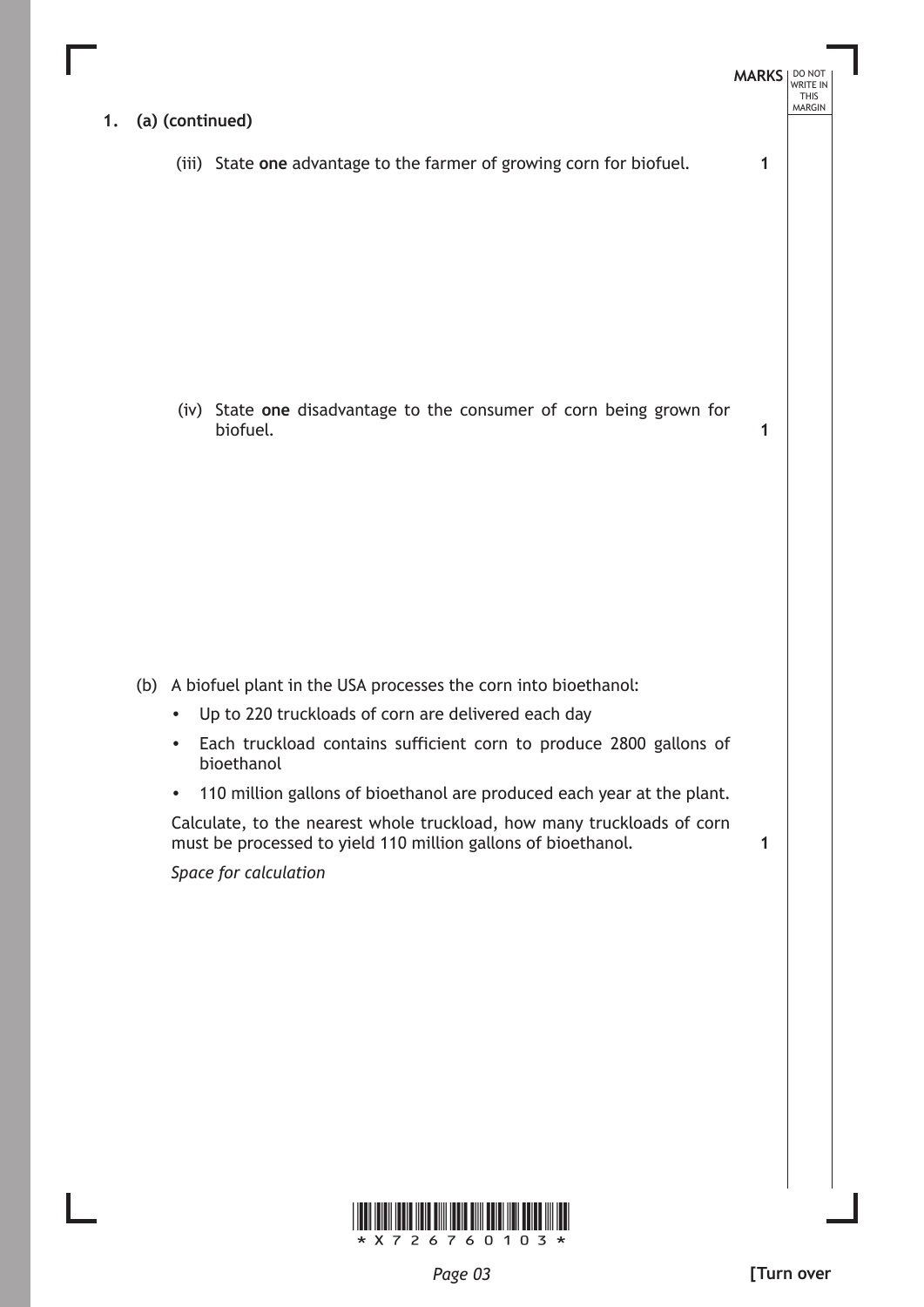**1. (a) (continued)**

(iii) State **one** advantage to the farmer of growing corn for biofuel. **1**

(iv) State **one** disadvantage to the consumer of corn being grown for biofuel. **1**

(b) A biofuel plant in the USA processes the corn into bioethanol:

- Up to 220 truckloads of corn are delivered each day
- Each truckload contains sufficient corn to produce 2800 gallons of bioethanol
- 110 million gallons of bioethanol are produced each year at the plant.

Calculate, to the nearest whole truckload, how many truckloads of corn must be processed to yield 110 million gallons of bioethanol. **1**

*Space for calculation*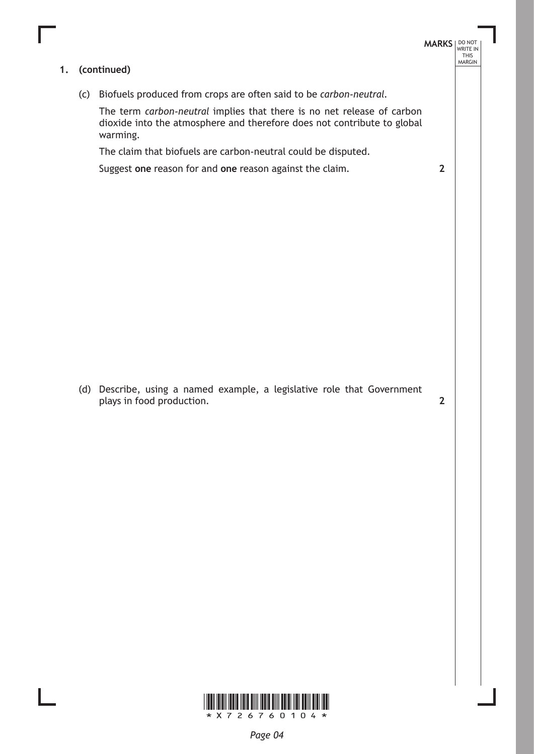**1. (continued)**

(c) Biofuels produced from crops are often said to be *carbon-neutral*.

The term *carbon-neutral* implies that there is no net release of carbon dioxide into the atmosphere and therefore does not contribute to global warming.

The claim that biofuels are carbon-neutral could be disputed.

Suggest **one** reason for and **one** reason against the claim. **2**

(d) Describe, using a named example, a legislative role that Government plays in food production. **2**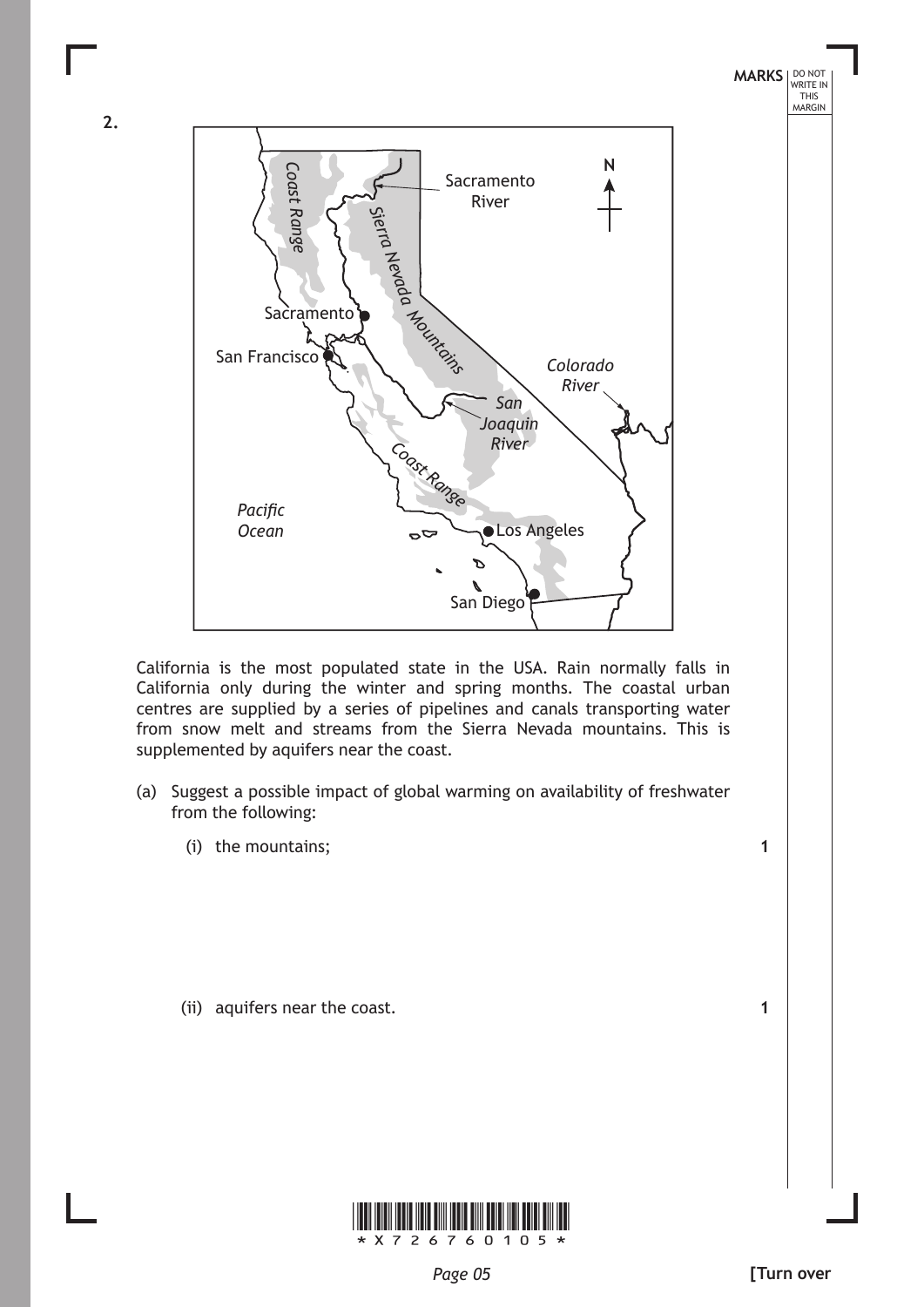**2.**

California is the most populated state in the USA. Rain normally falls in California only during the winter and spring months. The coastal urban centres are supplied by a series of pipelines and canals transporting water from snow melt and streams from the Sierra Nevada mountains. This is supplemented by aquifers near the coast.

(a) Suggest a possible impact of global warming on availability of freshwater from the following:

(i) the mountains; **1**

(ii) aquifers near the coast. **1**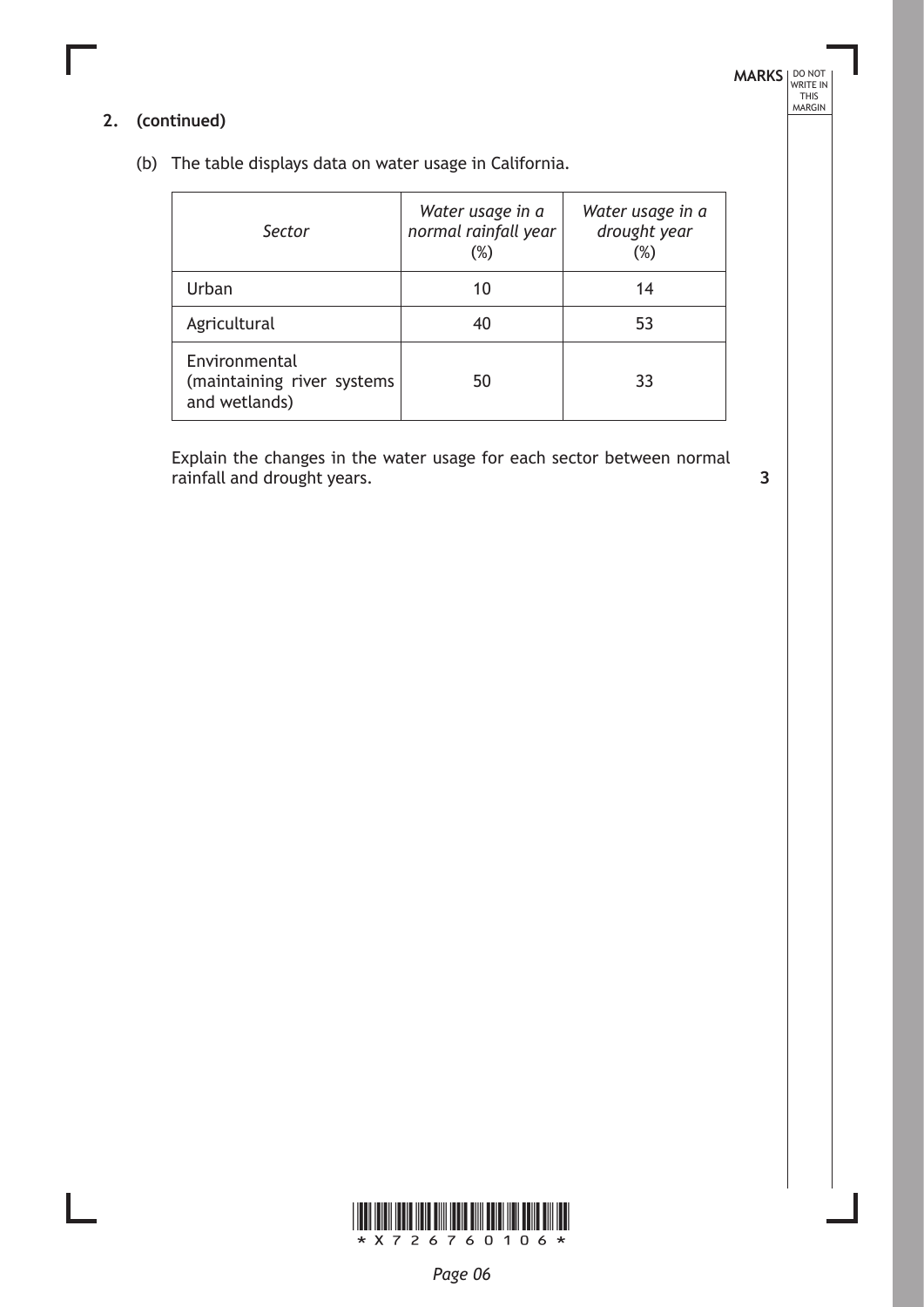**2. (continued)**

(b) The table displays data on water usage in California.

| *Sector* | *Water usage in a normal rainfall year* (%) | *Water usage in a drought year* (%) |
|---|---|---|
| Urban | 10 | 14 |
| Agricultural | 40 | 53 |
| Environmental (maintaining river systems and wetlands) | 50 | 33 |

Explain the changes in the water usage for each sector between normal rainfall and drought years. **3**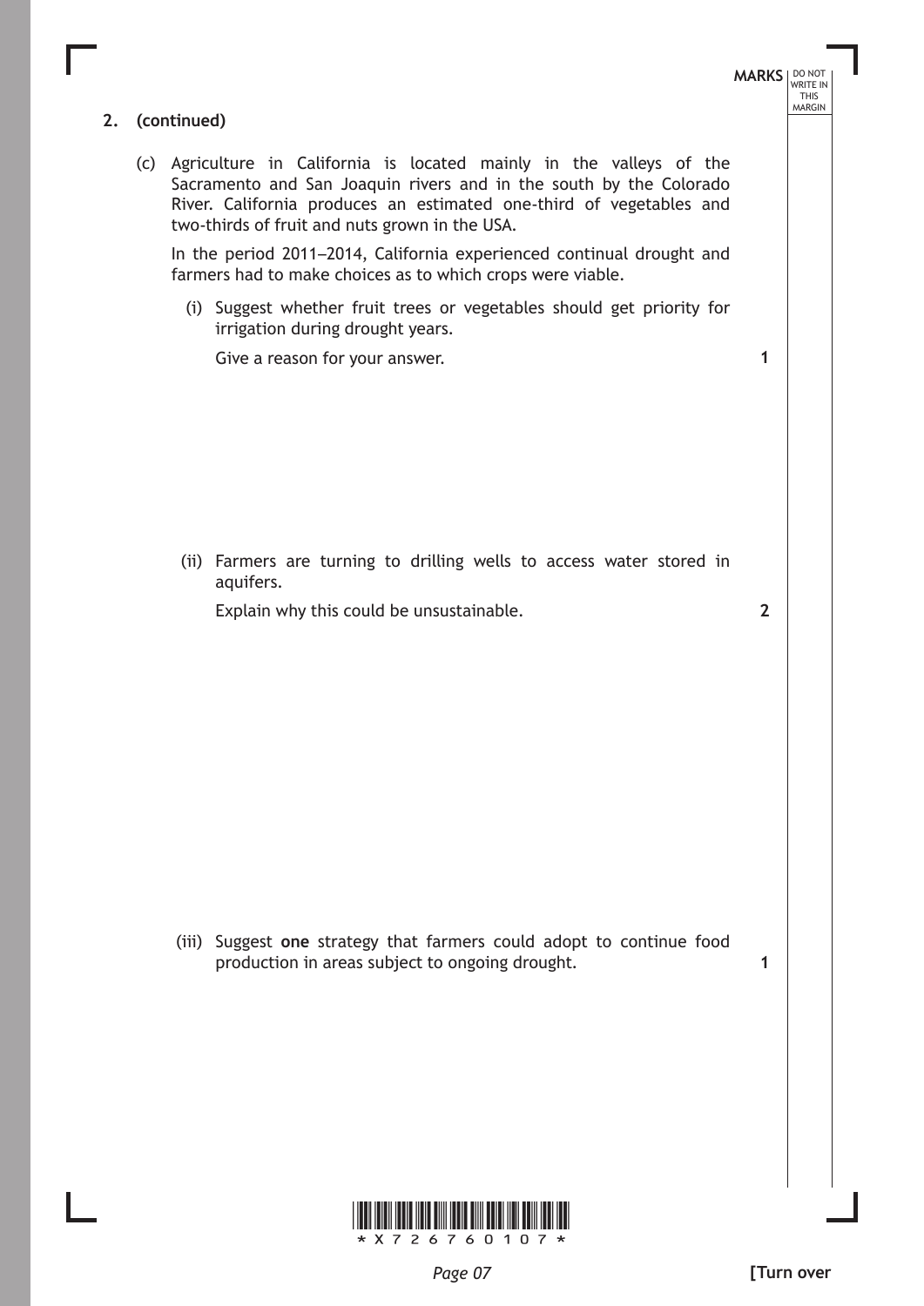**2. (continued)**

(c) Agriculture in California is located mainly in the valleys of the Sacramento and San Joaquin rivers and in the south by the Colorado River. California produces an estimated one-third of vegetables and two-thirds of fruit and nuts grown in the USA.

In the period 2011–2014, California experienced continual drought and farmers had to make choices as to which crops were viable.

(i) Suggest whether fruit trees or vegetables should get priority for irrigation during drought years.

Give a reason for your answer. **1**

(ii) Farmers are turning to drilling wells to access water stored in aquifers.

Explain why this could be unsustainable. **2**

(iii) Suggest **one** strategy that farmers could adopt to continue food production in areas subject to ongoing drought. **1**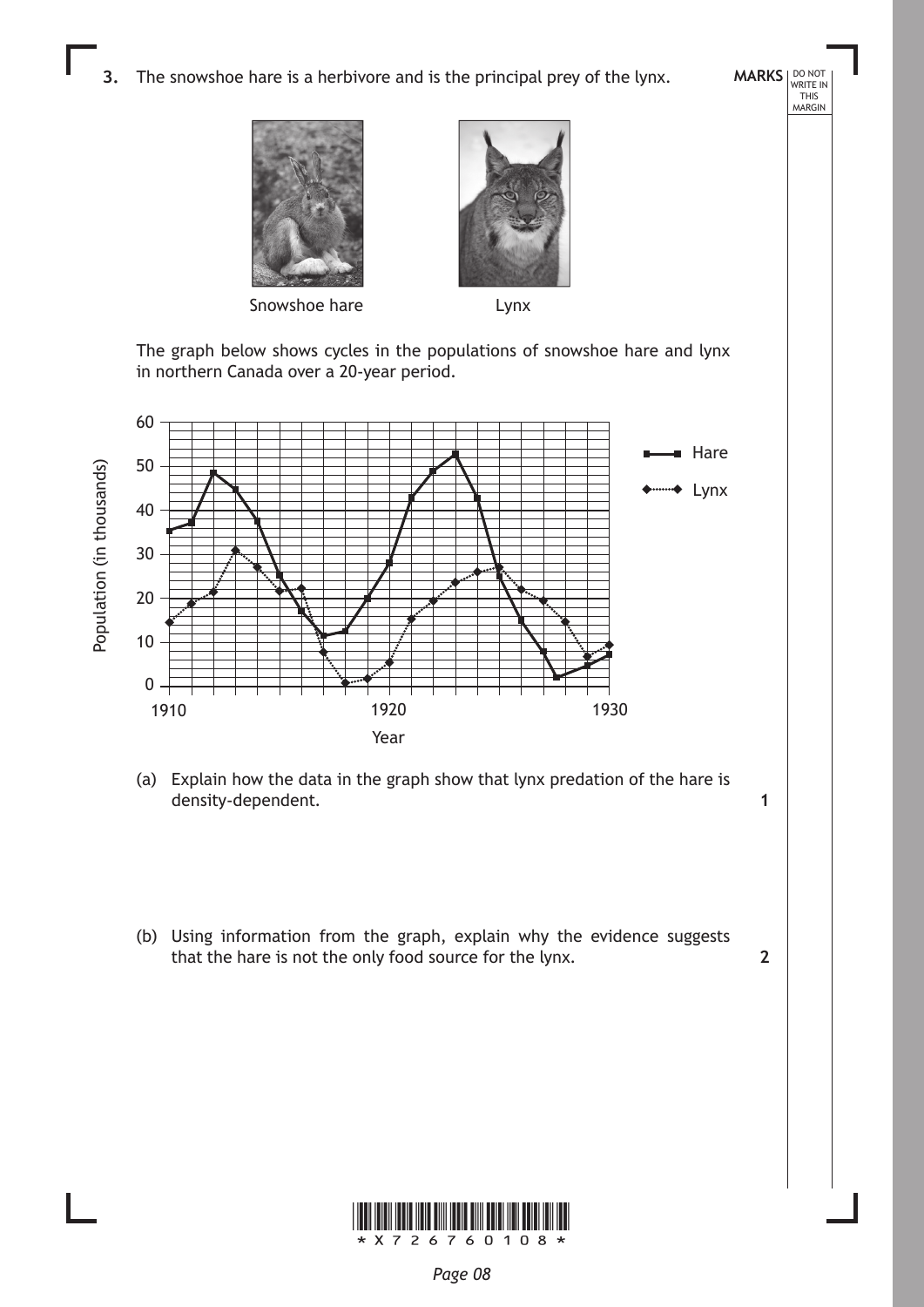3. The snowshoe hare is a herbivore and is the principal prey of the lynx.

Snowshoe hare

Lynx

The graph below shows cycles in the populations of snowshoe hare and lynx in northern Canada over a 20-year period.

(a) Explain how the data in the graph show that lynx predation of the hare is density-dependent. **1**

(b) Using information from the graph, explain why the evidence suggests that the hare is not the only food source for the lynx. **2**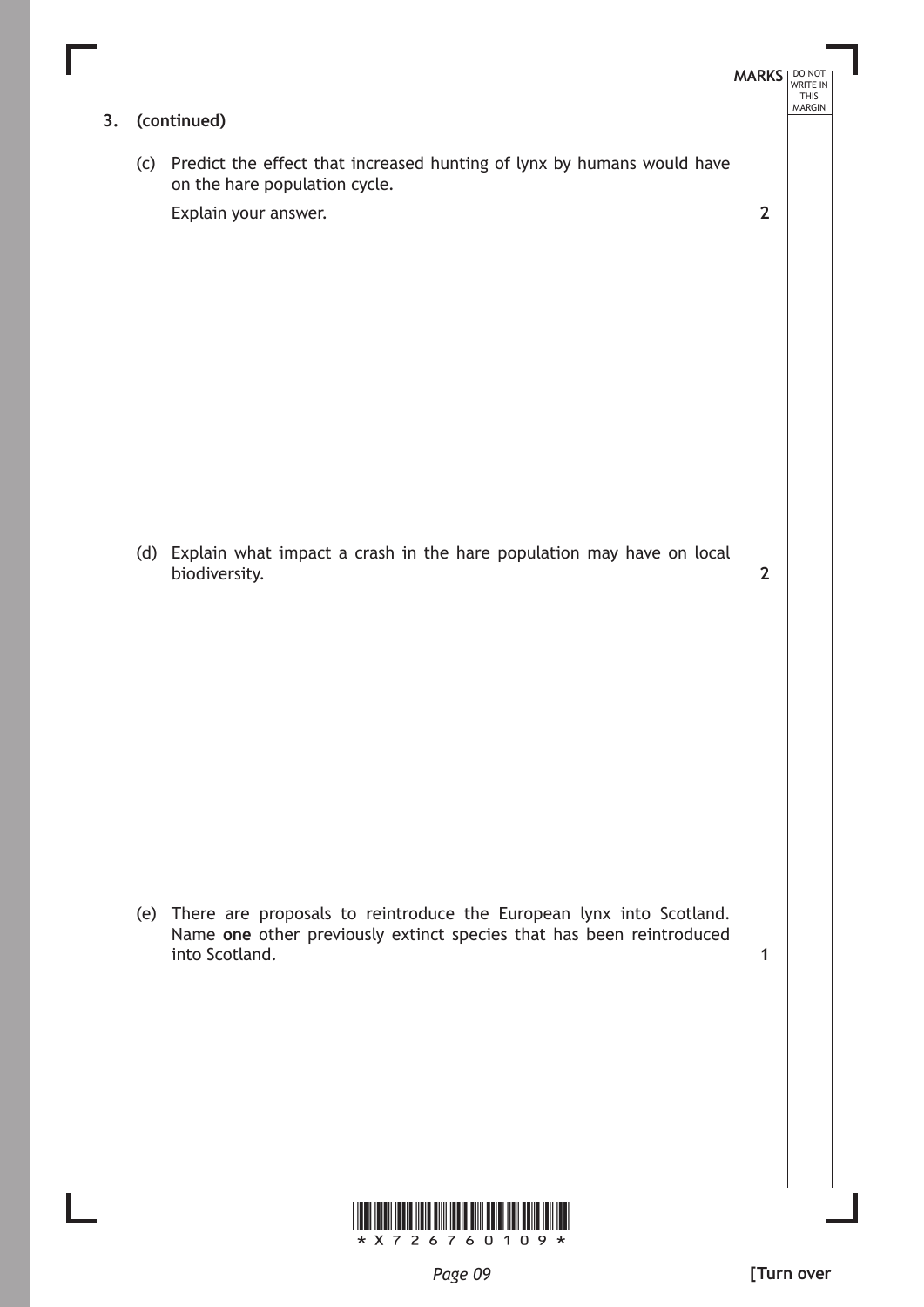3. (continued)

(c) Predict the effect that increased hunting of lynx by humans would have on the hare population cycle.

Explain your answer. **2**

(d) Explain what impact a crash in the hare population may have on local biodiversity. **2**

(e) There are proposals to reintroduce the European lynx into Scotland. Name **one** other previously extinct species that has been reintroduced into Scotland. **1**

**[Turn over**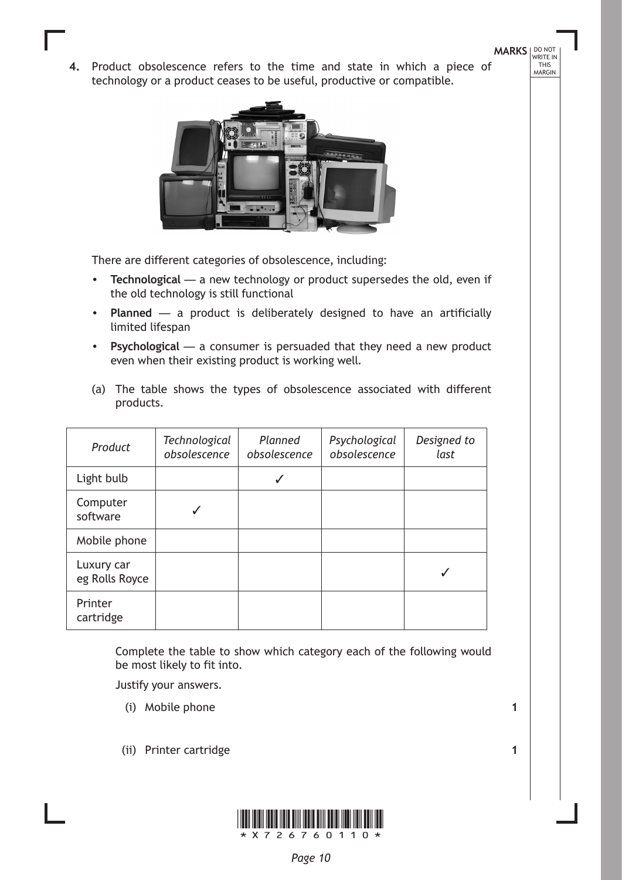4. Product obsolescence refers to the time and state in which a piece of technology or a product ceases to be useful, productive or compatible.

There are different categories of obsolescence, including:

- **Technological** — a new technology or product supersedes the old, even if the old technology is still functional
- **Planned** — a product is deliberately designed to have an artificially limited lifespan
- **Psychological** — a consumer is persuaded that they need a new product even when their existing product is working well.

(a) The table shows the types of obsolescence associated with different products.

| *Product* | *Technological obsolescence* | *Planned obsolescence* | *Psychological obsolescence* | *Designed to last* |
|---|---|---|---|---|
| Light bulb | | ✓ | | |
| Computer software | ✓ | | | |
| Mobile phone | | | | |
| Luxury car eg Rolls Royce | | | | ✓ |
| Printer cartridge | | | | |

Complete the table to show which category each of the following would be most likely to fit into.

Justify your answers.

(i) Mobile phone **1**

(ii) Printer cartridge **1**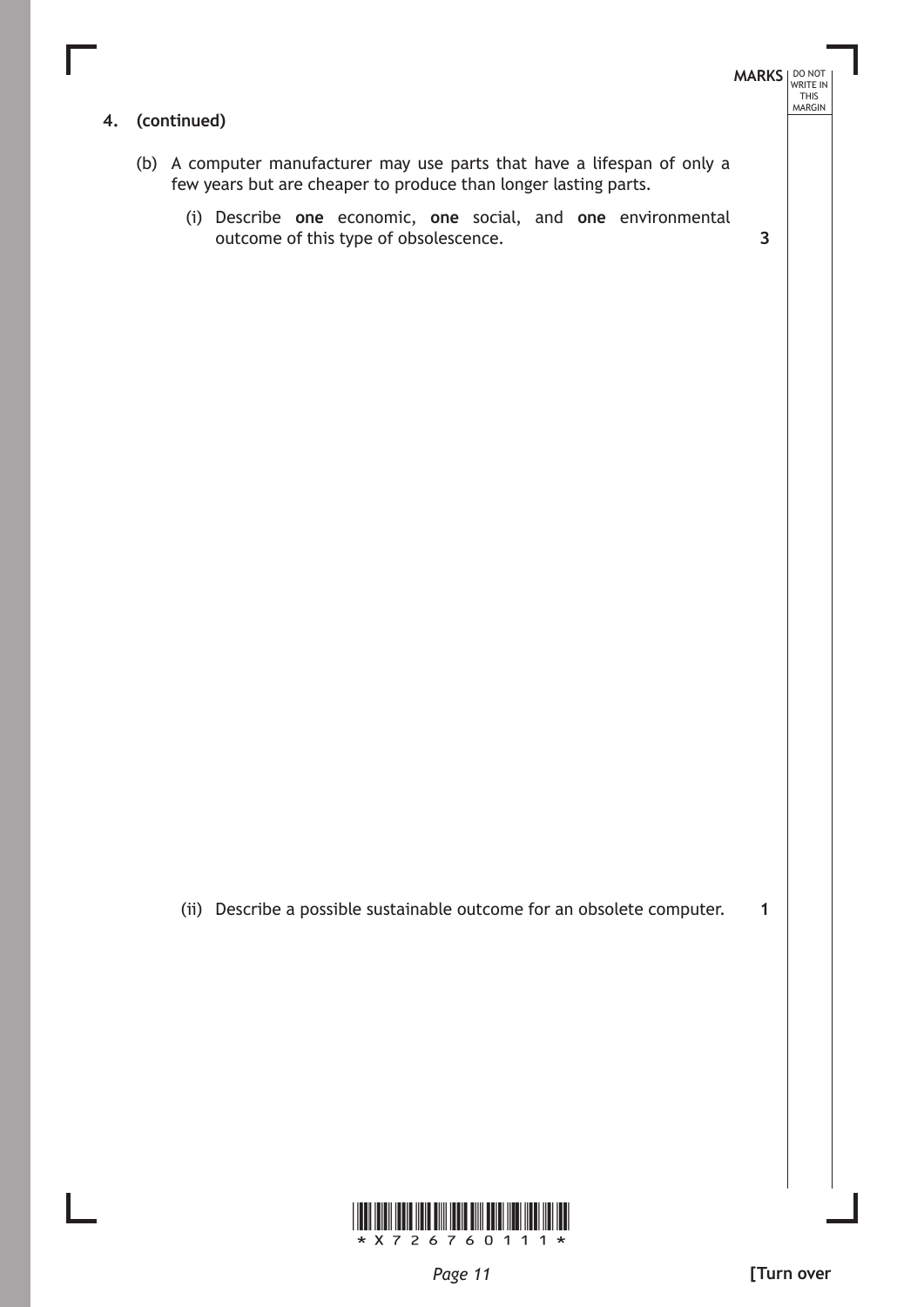**4. (continued)**

(b) A computer manufacturer may use parts that have a lifespan of only a few years but are cheaper to produce than longer lasting parts.

(i) Describe **one** economic, **one** social, and **one** environmental outcome of this type of obsolescence. **3**

(ii) Describe a possible sustainable outcome for an obsolete computer. **1**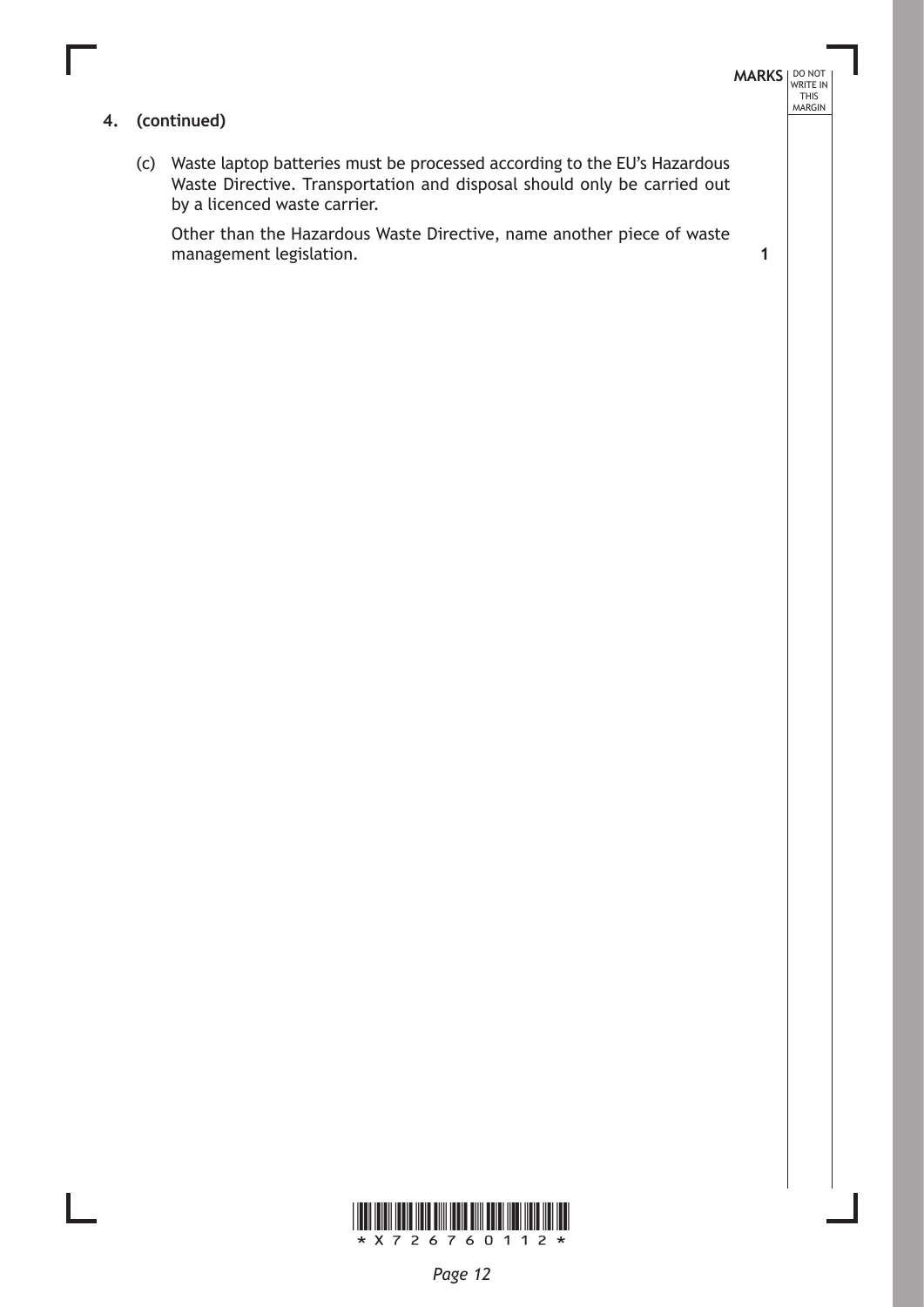**4. (continued)**

(c) Waste laptop batteries must be processed according to the EU's Hazardous Waste Directive. Transportation and disposal should only be carried out by a licenced waste carrier.

Other than the Hazardous Waste Directive, name another piece of waste management legislation. **1**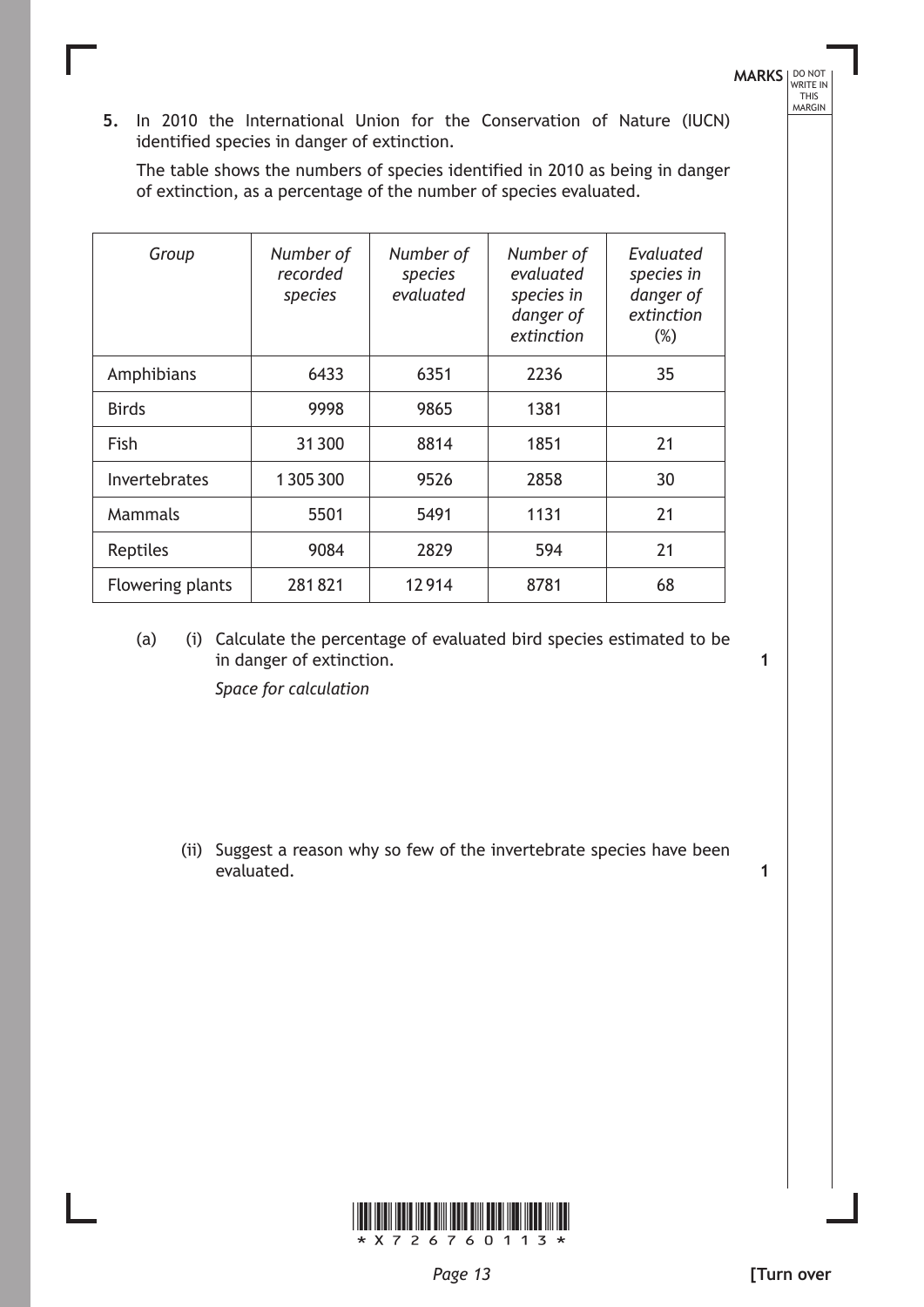**5.** In 2010 the International Union for the Conservation of Nature (IUCN) identified species in danger of extinction.

The table shows the numbers of species identified in 2010 as being in danger of extinction, as a percentage of the number of species evaluated.

| *Group* | *Number of recorded species* | *Number of species evaluated* | *Number of evaluated species in danger of extinction* | *Evaluated species in danger of extinction (%)* |
|---|---|---|---|---|
| Amphibians | 6433 | 6351 | 2236 | 35 |
| Birds | 9998 | 9865 | 1381 | |
| Fish | 31 300 | 8814 | 1851 | 21 |
| Invertebrates | 1 305 300 | 9526 | 2858 | 30 |
| Mammals | 5501 | 5491 | 1131 | 21 |
| Reptiles | 9084 | 2829 | 594 | 21 |
| Flowering plants | 281 821 | 12 914 | 8781 | 68 |

(a) (i) Calculate the percentage of evaluated bird species estimated to be in danger of extinction. **1**

*Space for calculation*

(ii) Suggest a reason why so few of the invertebrate species have been evaluated. **1**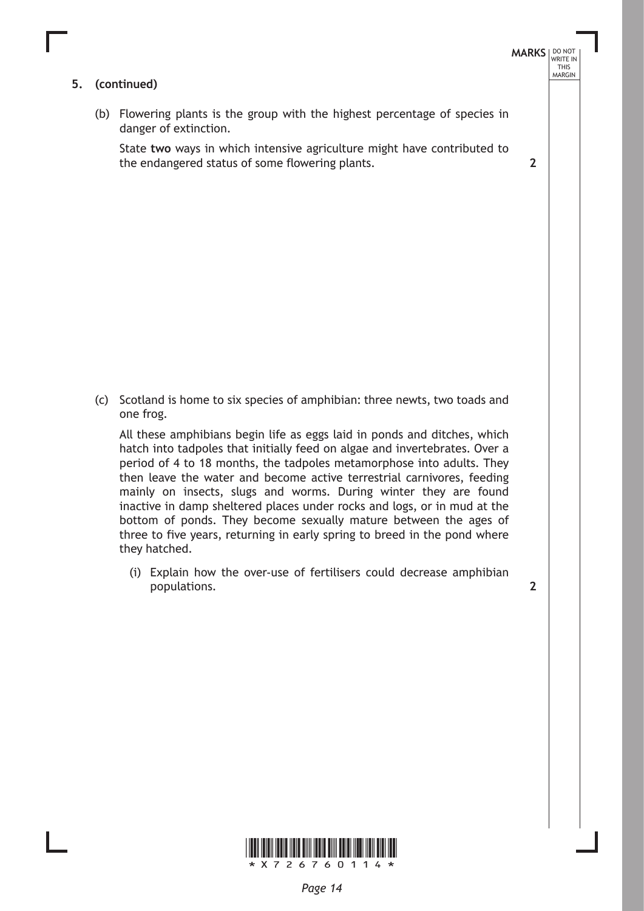**5. (continued)**

(b) Flowering plants is the group with the highest percentage of species in danger of extinction.

State **two** ways in which intensive agriculture might have contributed to the endangered status of some flowering plants. **2**

(c) Scotland is home to six species of amphibian: three newts, two toads and one frog.

All these amphibians begin life as eggs laid in ponds and ditches, which hatch into tadpoles that initially feed on algae and invertebrates. Over a period of 4 to 18 months, the tadpoles metamorphose into adults. They then leave the water and become active terrestrial carnivores, feeding mainly on insects, slugs and worms. During winter they are found inactive in damp sheltered places under rocks and logs, or in mud at the bottom of ponds. They become sexually mature between the ages of three to five years, returning in early spring to breed in the pond where they hatched.

(i) Explain how the over-use of fertilisers could decrease amphibian populations. **2**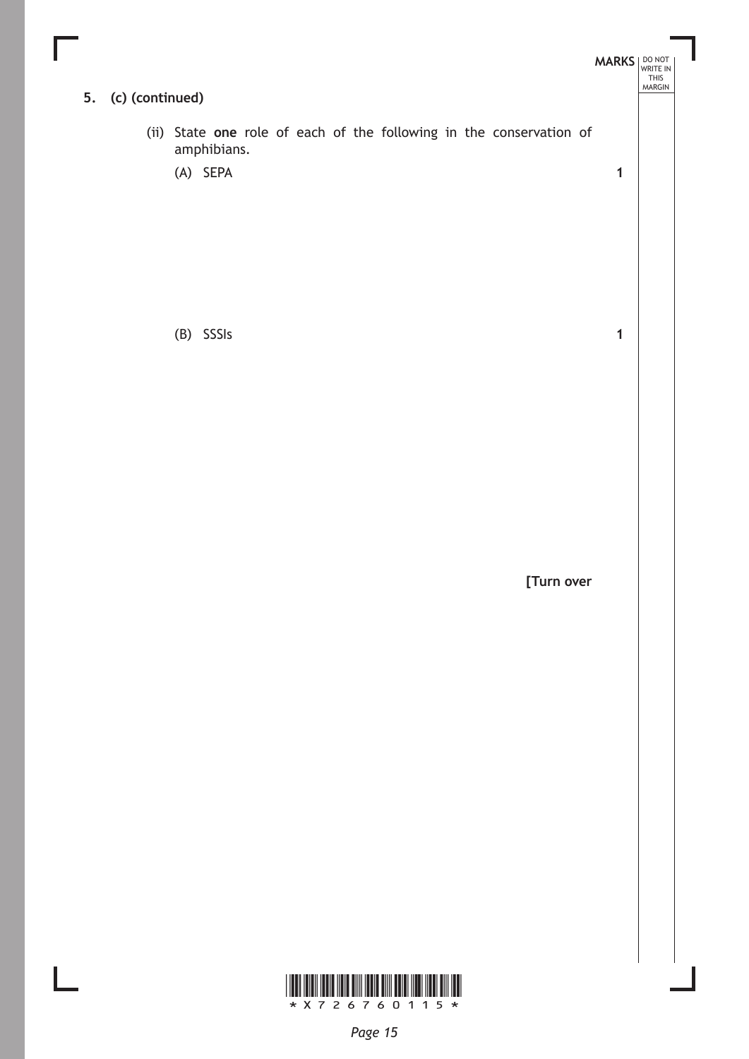**5. (c) (continued)**

(ii) State **one** role of each of the following in the conservation of amphibians.

(A) SEPA **1**

(B) SSSIs **1**

**[Turn over**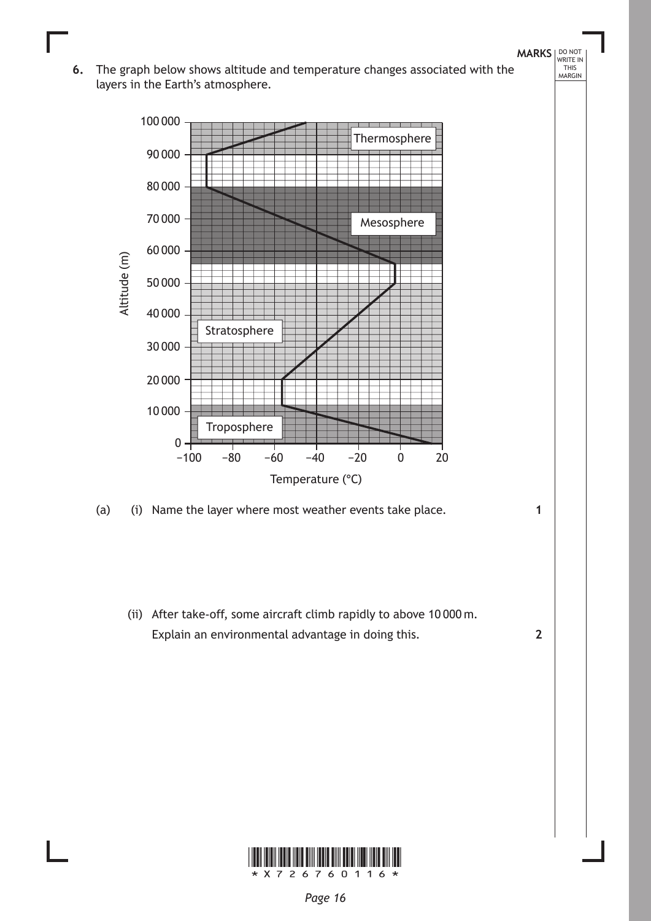**6.** The graph below shows altitude and temperature changes associated with the layers in the Earth's atmosphere.

(a) (i) Name the layer where most weather events take place. **1**

(ii) After take-off, some aircraft climb rapidly to above 10 000 m.
Explain an environmental advantage in doing this. **2**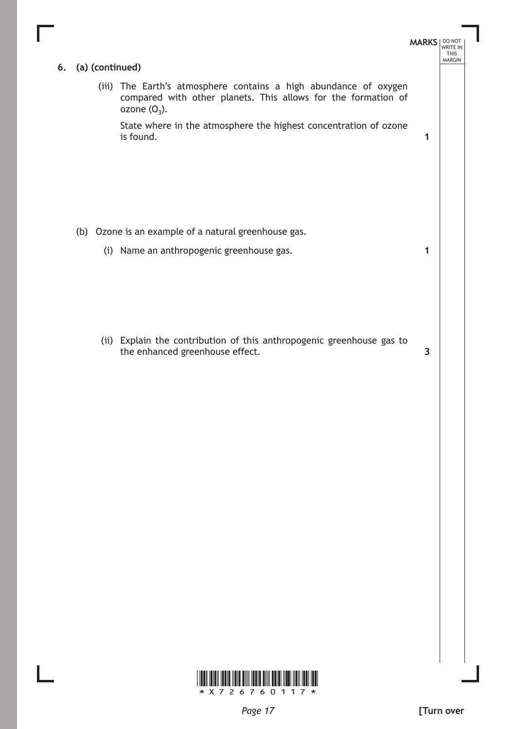**6. (a) (continued)**

(iii) The Earth's atmosphere contains a high abundance of oxygen compared with other planets. This allows for the formation of ozone ($O_3$).

State where in the atmosphere the highest concentration of ozone is found. **1**

(b) Ozone is an example of a natural greenhouse gas.

(i) Name an anthropogenic greenhouse gas. **1**

(ii) Explain the contribution of this anthropogenic greenhouse gas to the enhanced greenhouse effect. **3**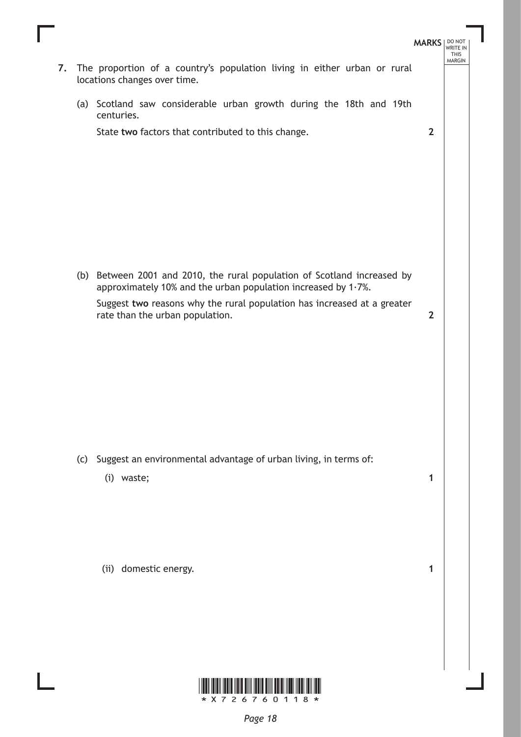**MARKS**

**7.** The proportion of a country's population living in either urban or rural locations changes over time.

(a) Scotland saw considerable urban growth during the 18th and 19th centuries.

State **two** factors that contributed to this change. **2**

(b) Between 2001 and 2010, the rural population of Scotland increased by approximately 10% and the urban population increased by 1·7%.

Suggest **two** reasons why the rural population has increased at a greater rate than the urban population. **2**

(c) Suggest an environmental advantage of urban living, in terms of:

(i) waste; **1**

(ii) domestic energy. **1**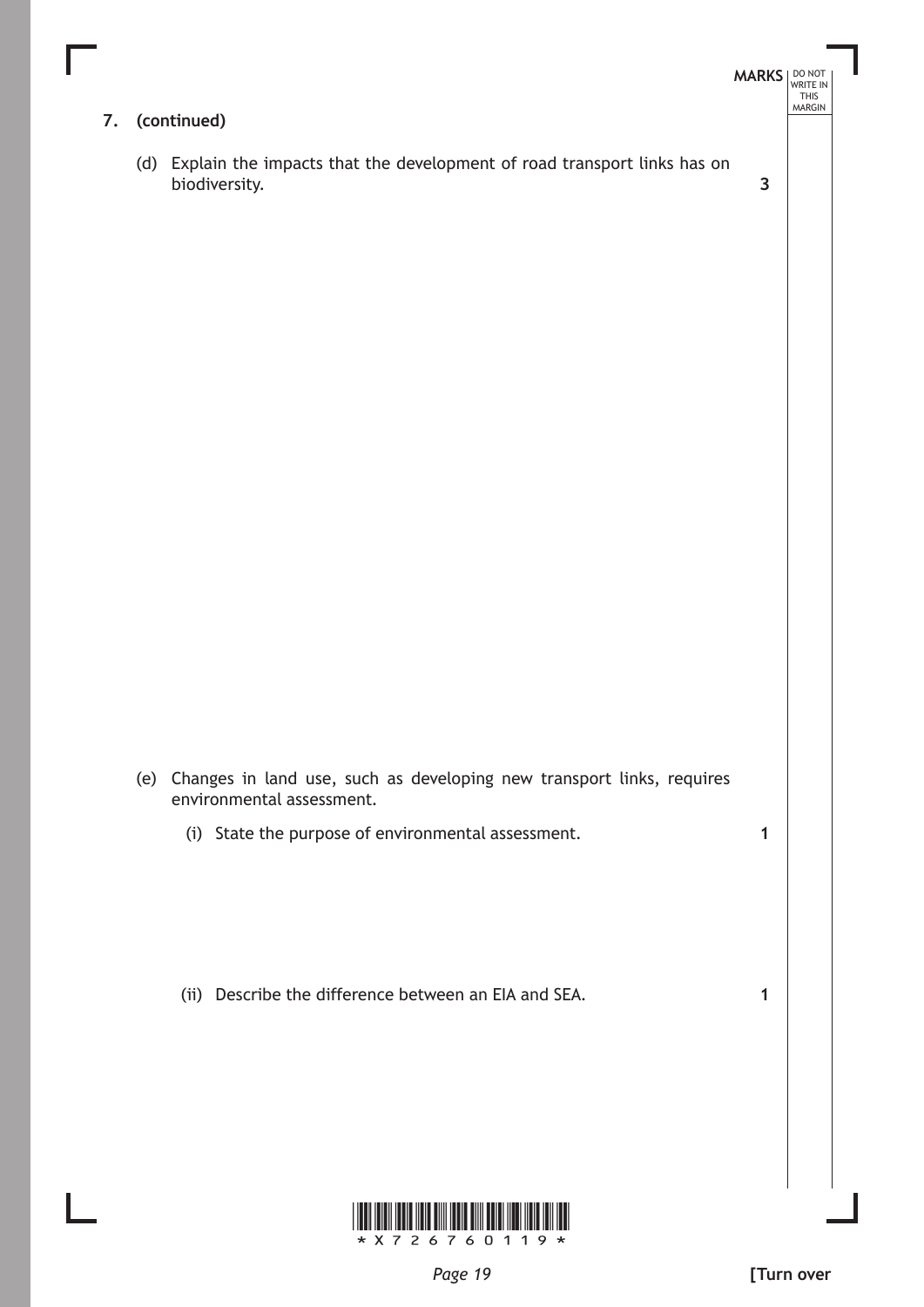**7. (continued)**

(d) Explain the impacts that the development of road transport links has on biodiversity. **3**

(e) Changes in land use, such as developing new transport links, requires environmental assessment.

(i) State the purpose of environmental assessment. **1**

(ii) Describe the difference between an EIA and SEA. **1**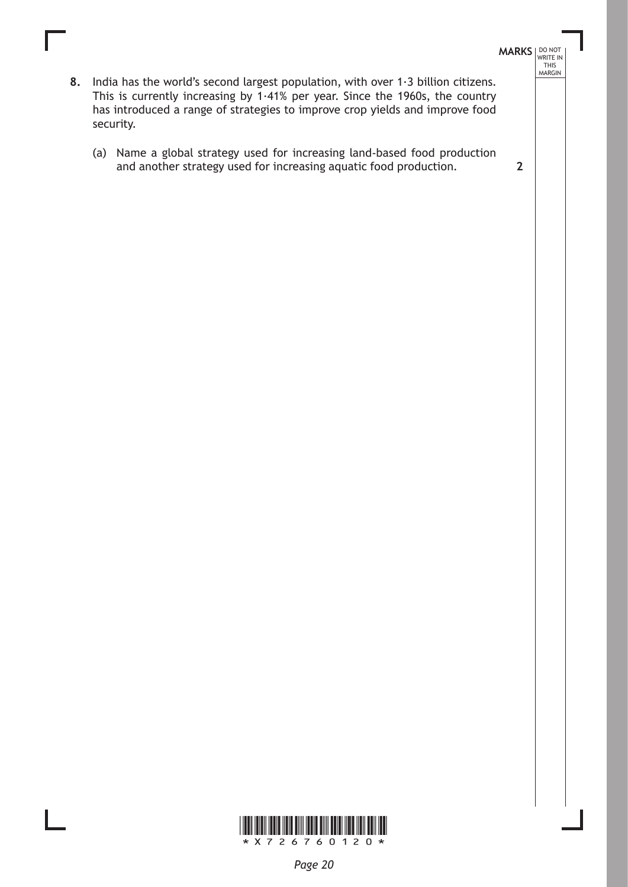**8.** India has the world's second largest population, with over 1·3 billion citizens. This is currently increasing by 1·41% per year. Since the 1960s, the country has introduced a range of strategies to improve crop yields and improve food security.

(a) Name a global strategy used for increasing land-based food production and another strategy used for increasing aquatic food production. **2**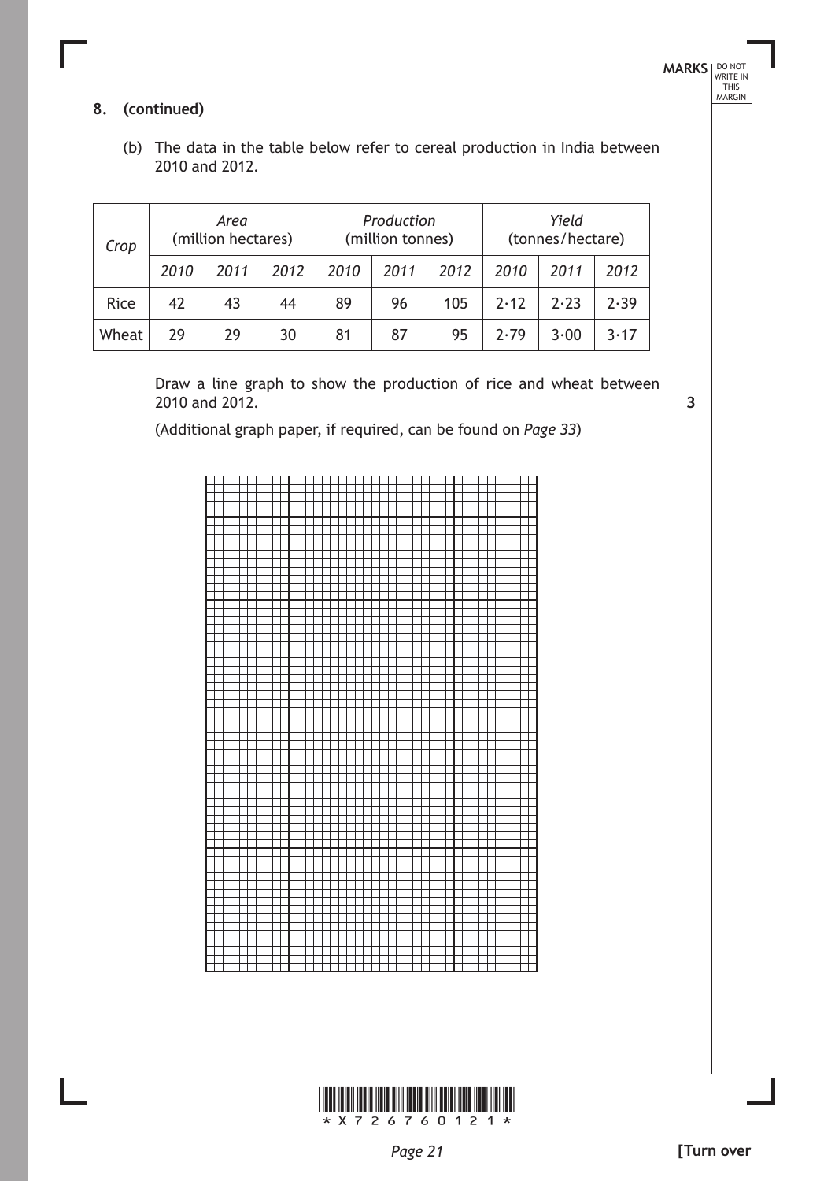**8. (continued)**

(b) The data in the table below refer to cereal production in India between 2010 and 2012.

| *Crop* | *Area* (million hectares) | | | *Production* (million tonnes) | | | *Yield* (tonnes/hectare) | | |
|---|---|---|---|---|---|---|---|---|---|
| | *2010* | *2011* | *2012* | *2010* | *2011* | *2012* | *2010* | *2011* | *2012* |
| Rice | 42 | 43 | 44 | 89 | 96 | 105 | 2·12 | 2·23 | 2·39 |
| Wheat | 29 | 29 | 30 | 81 | 87 | 95 | 2·79 | 3·00 | 3·17 |

Draw a line graph to show the production of rice and wheat between 2010 and 2012. **3**

(Additional graph paper, if required, can be found on *Page 33*)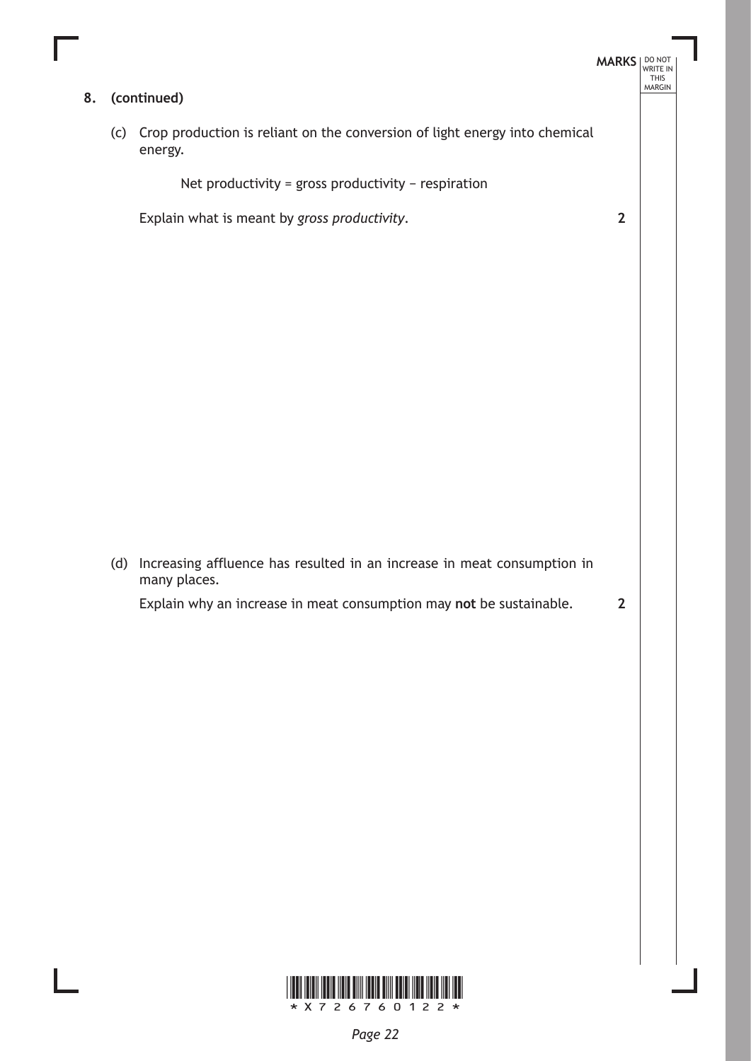**8. (continued)**

(c) Crop production is reliant on the conversion of light energy into chemical energy.

Net productivity = gross productivity − respiration

Explain what is meant by *gross productivity*. **2**

(d) Increasing affluence has resulted in an increase in meat consumption in many places.

Explain why an increase in meat consumption may **not** be sustainable. **2**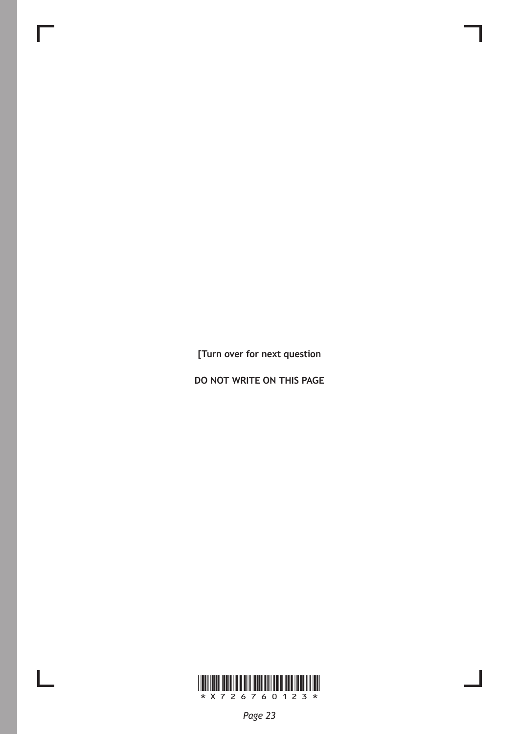[Turn over for next question

DO NOT WRITE ON THIS PAGE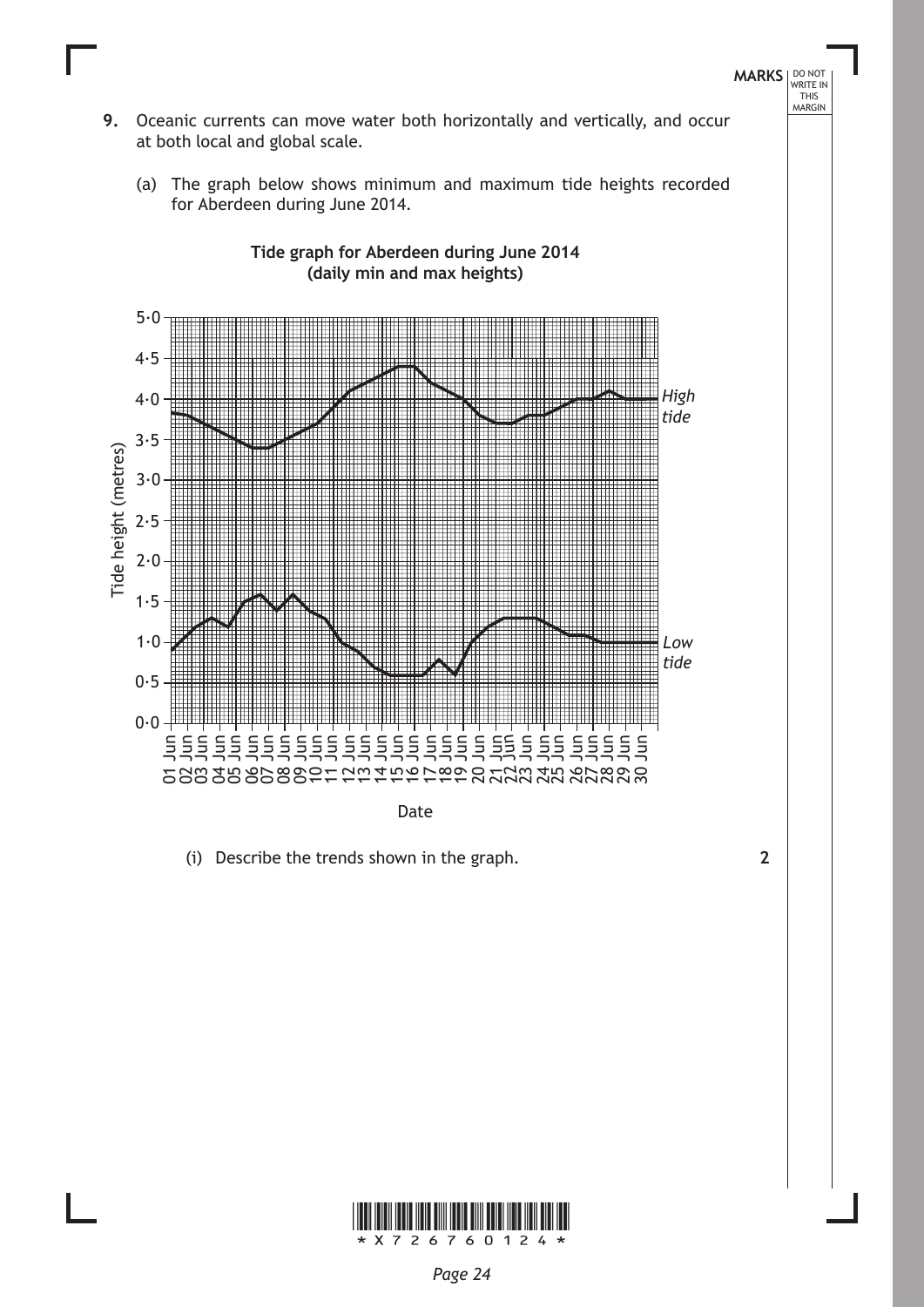**9.** Oceanic currents can move water both horizontally and vertically, and occur at both local and global scale.

(a) The graph below shows minimum and maximum tide heights recorded for Aberdeen during June 2014.

**Tide graph for Aberdeen during June 2014 (daily min and max heights)**

(i) Describe the trends shown in the graph. **2**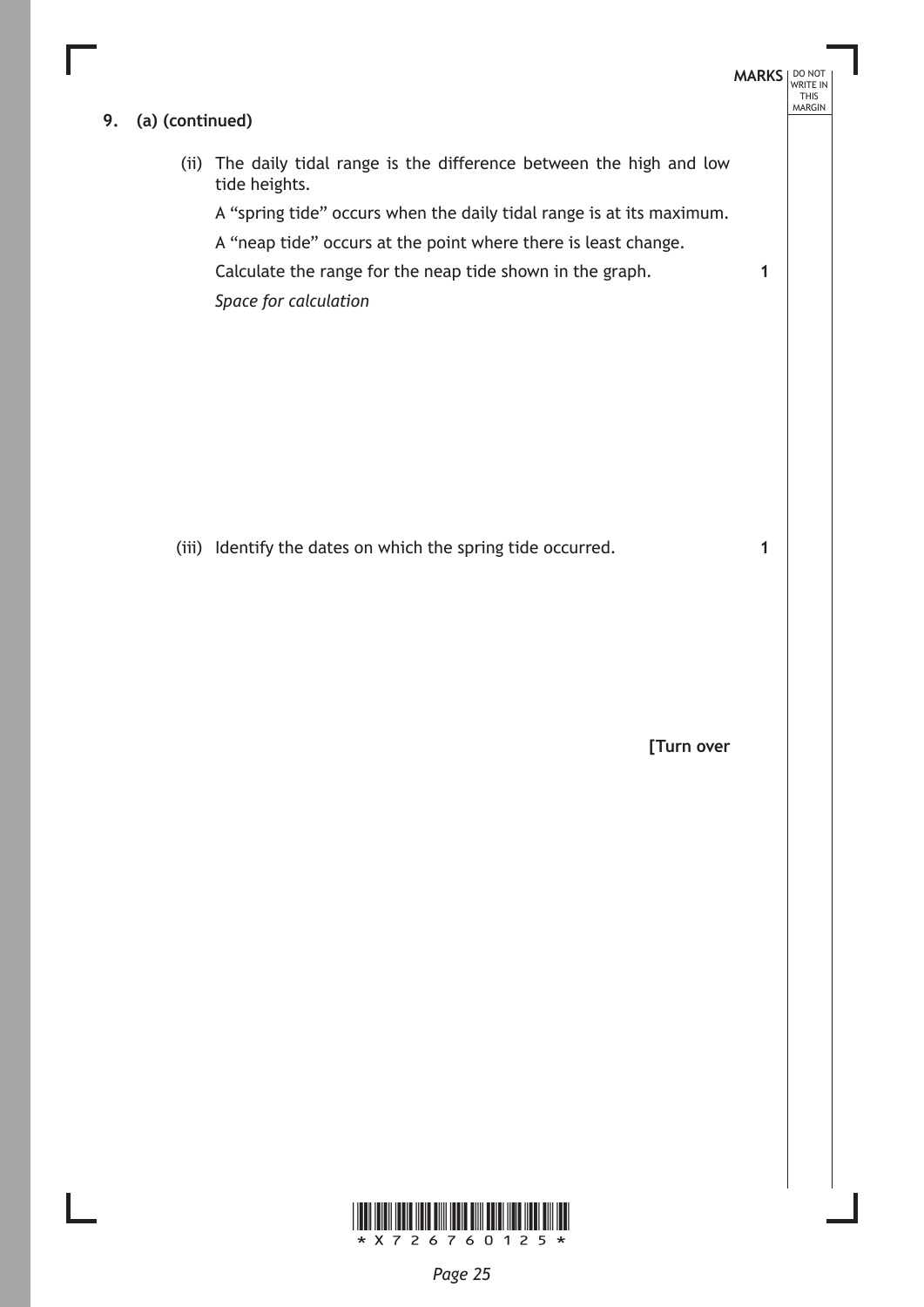**9. (a) (continued)**

(ii) The daily tidal range is the difference between the high and low tide heights.

A "spring tide" occurs when the daily tidal range is at its maximum.

A "neap tide" occurs at the point where there is least change.

Calculate the range for the neap tide shown in the graph. **1**

*Space for calculation*

(iii) Identify the dates on which the spring tide occurred. **1**

**[Turn over**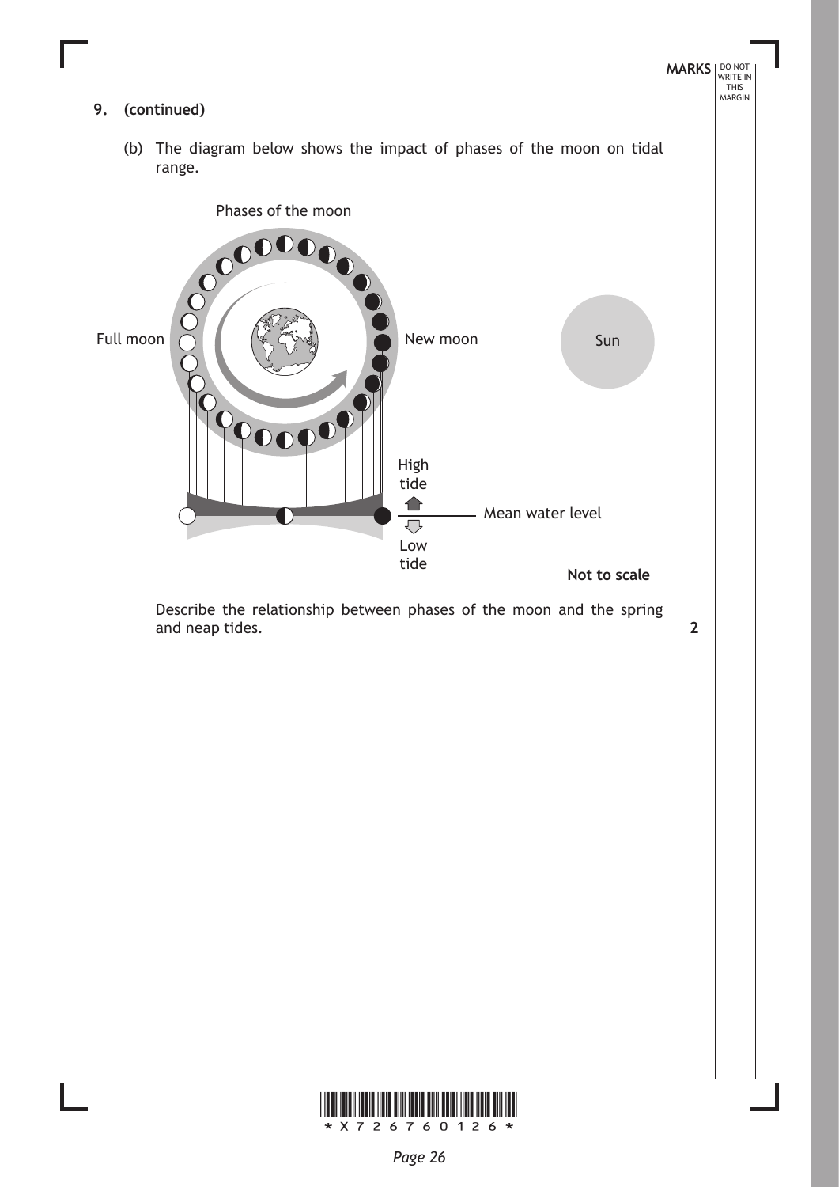**9. (continued)**

(b) The diagram below shows the impact of phases of the moon on tidal range.

Phases of the moon

Full moon

New moon

Sun

High tide

Mean water level

Low tide

**Not to scale**

Describe the relationship between phases of the moon and the spring and neap tides. **2**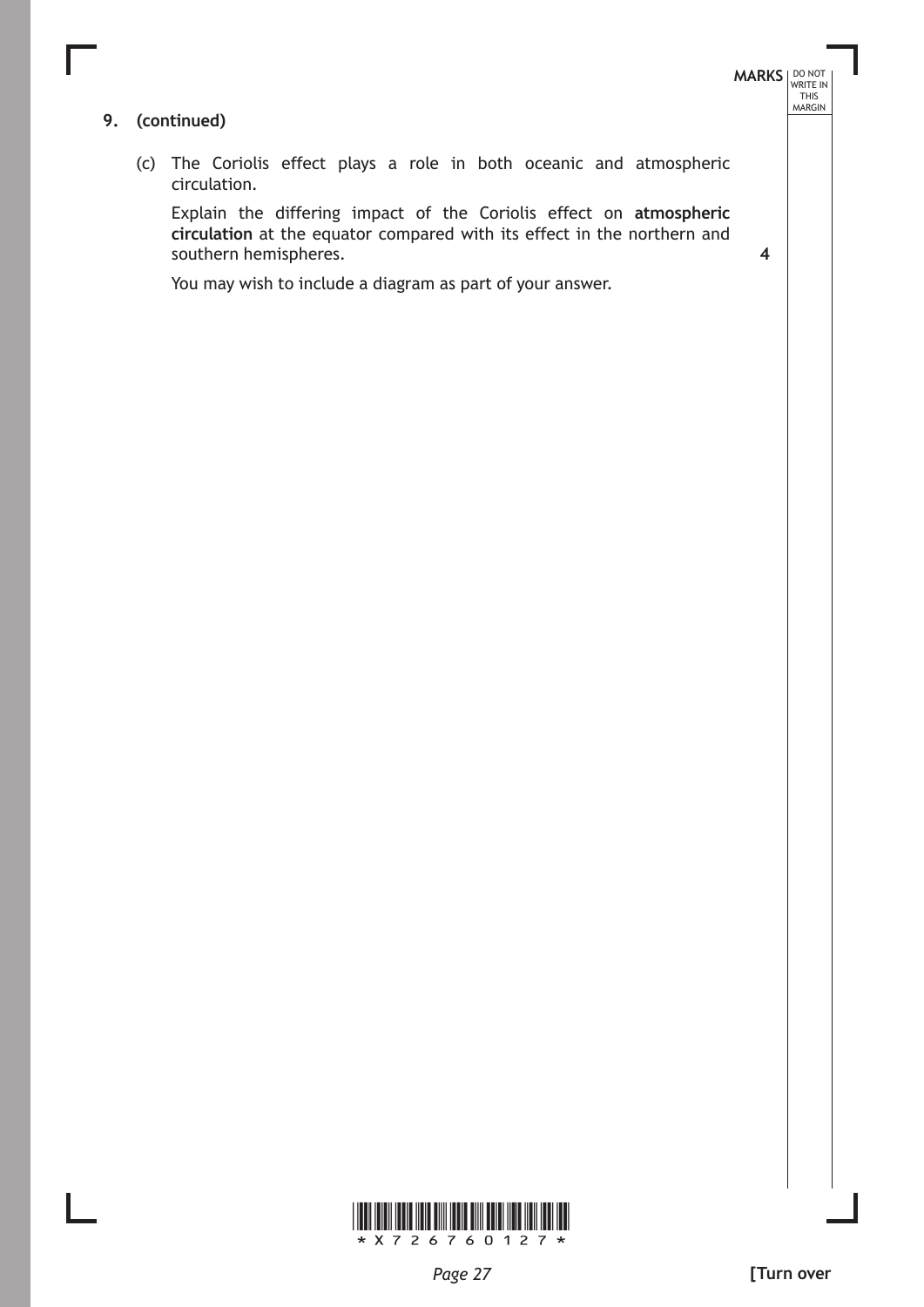**9. (continued)**

(c) The Coriolis effect plays a role in both oceanic and atmospheric circulation.

Explain the differing impact of the Coriolis effect on **atmospheric circulation** at the equator compared with its effect in the northern and southern hemispheres. **4**

You may wish to include a diagram as part of your answer.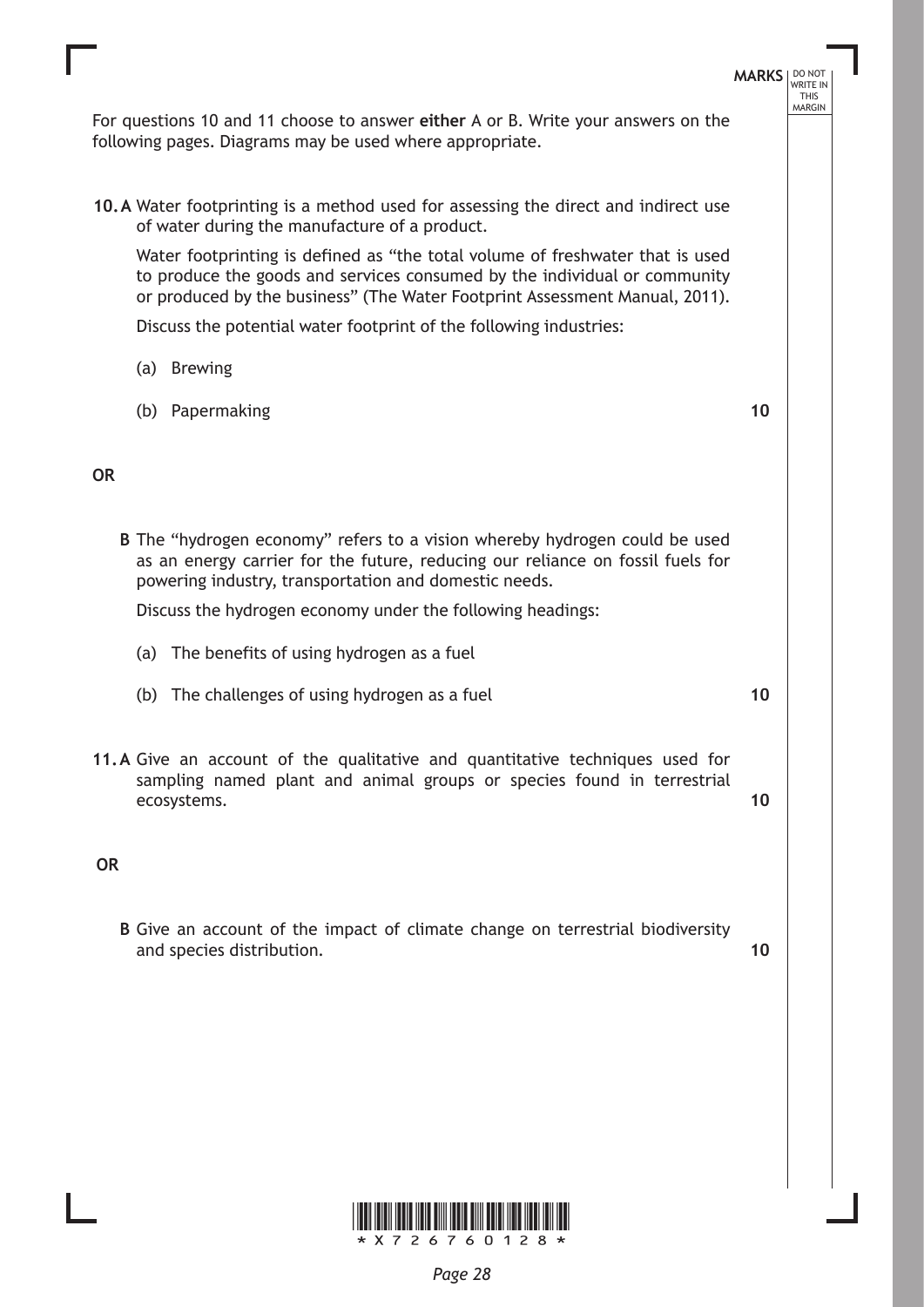For questions 10 and 11 choose to answer **either** A or B. Write your answers on the following pages. Diagrams may be used where appropriate.

**10. A** Water footprinting is a method used for assessing the direct and indirect use of water during the manufacture of a product.

Water footprinting is defined as "the total volume of freshwater that is used to produce the goods and services consumed by the individual or community or produced by the business" (The Water Footprint Assessment Manual, 2011).

Discuss the potential water footprint of the following industries:

(a) Brewing

(b) Papermaking **10**

**OR**

**B** The "hydrogen economy" refers to a vision whereby hydrogen could be used as an energy carrier for the future, reducing our reliance on fossil fuels for powering industry, transportation and domestic needs.

Discuss the hydrogen economy under the following headings:

(a) The benefits of using hydrogen as a fuel

(b) The challenges of using hydrogen as a fuel **10**

**11. A** Give an account of the qualitative and quantitative techniques used for sampling named plant and animal groups or species found in terrestrial ecosystems. **10**

**OR**

**B** Give an account of the impact of climate change on terrestrial biodiversity and species distribution. **10**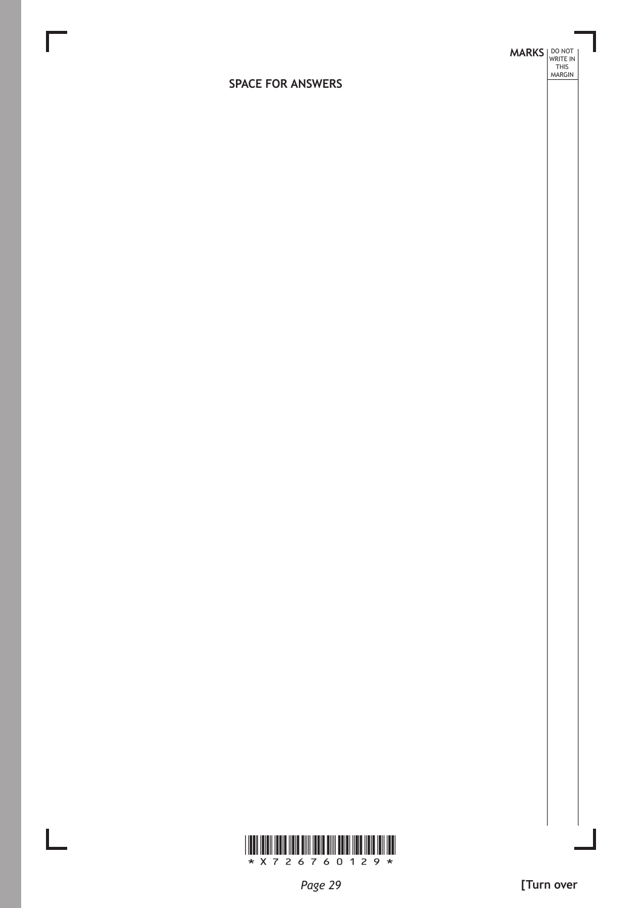SPACE FOR ANSWERS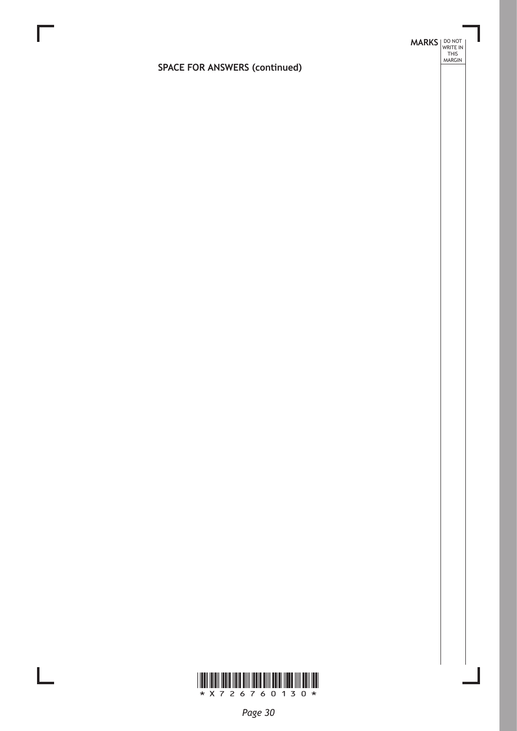**SPACE FOR ANSWERS (continued)**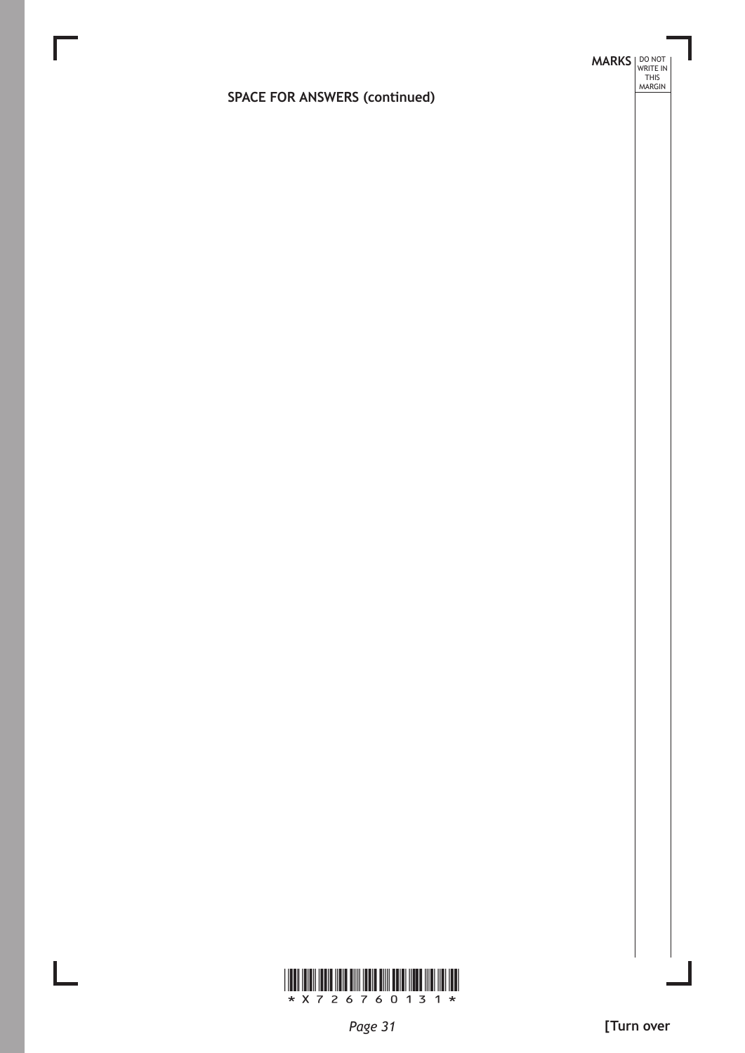SPACE FOR ANSWERS (continued)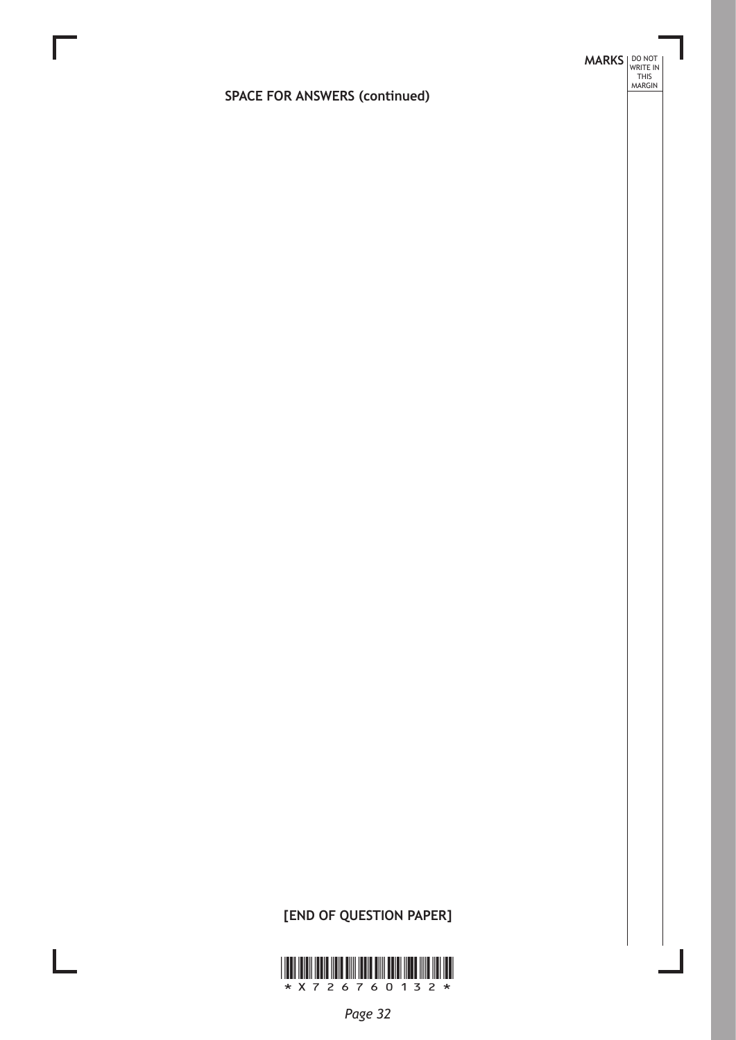SPACE FOR ANSWERS (continued)

[END OF QUESTION PAPER]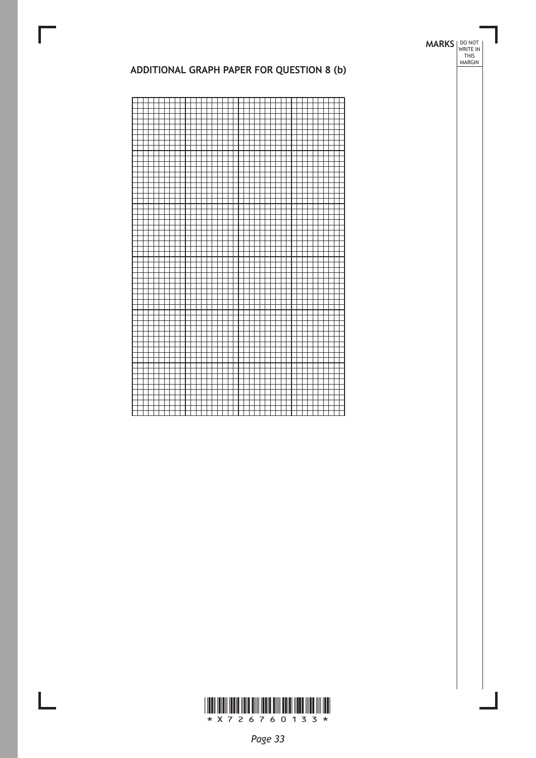## ADDITIONAL GRAPH PAPER FOR QUESTION 8 (b)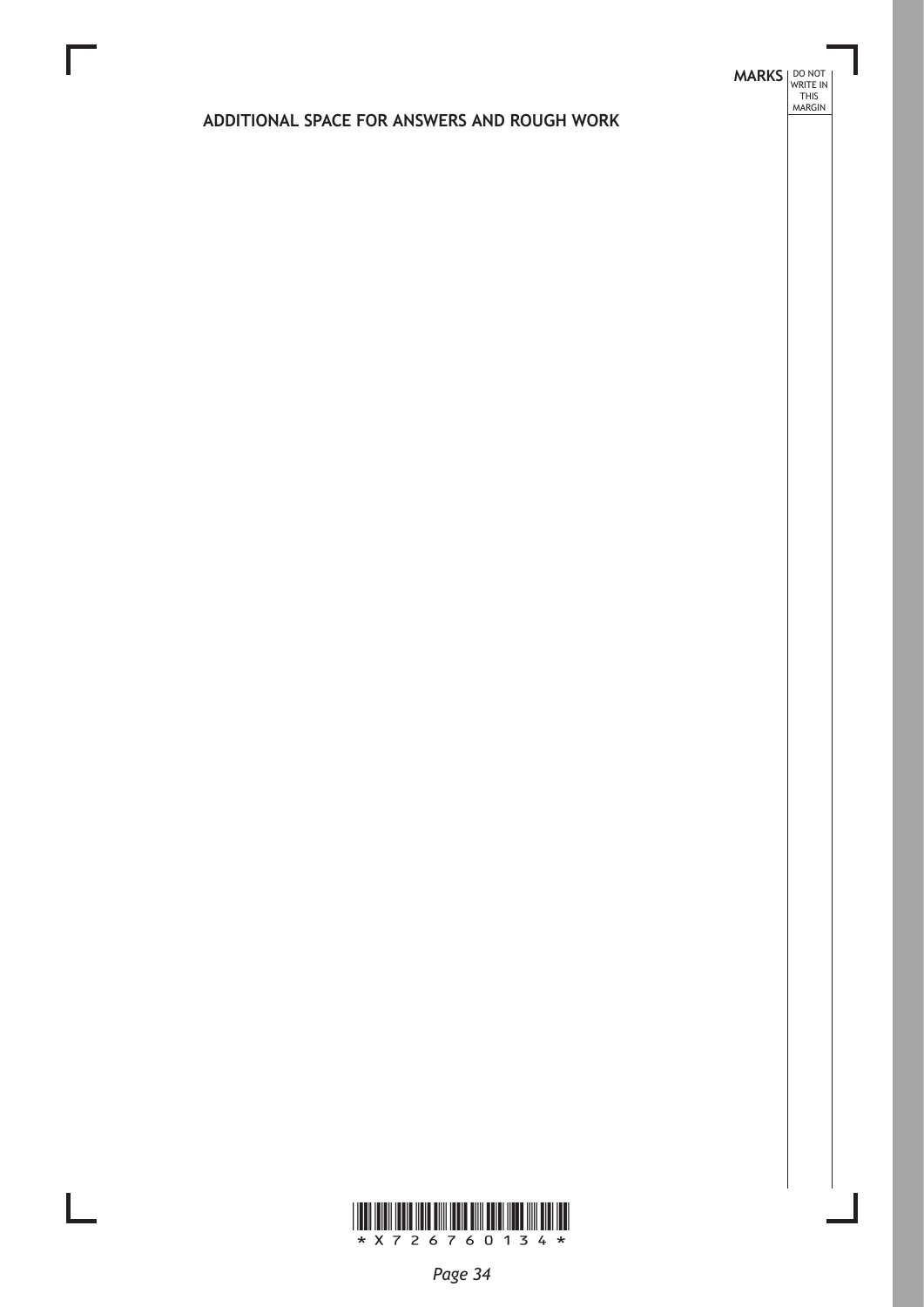## ADDITIONAL SPACE FOR ANSWERS AND ROUGH WORK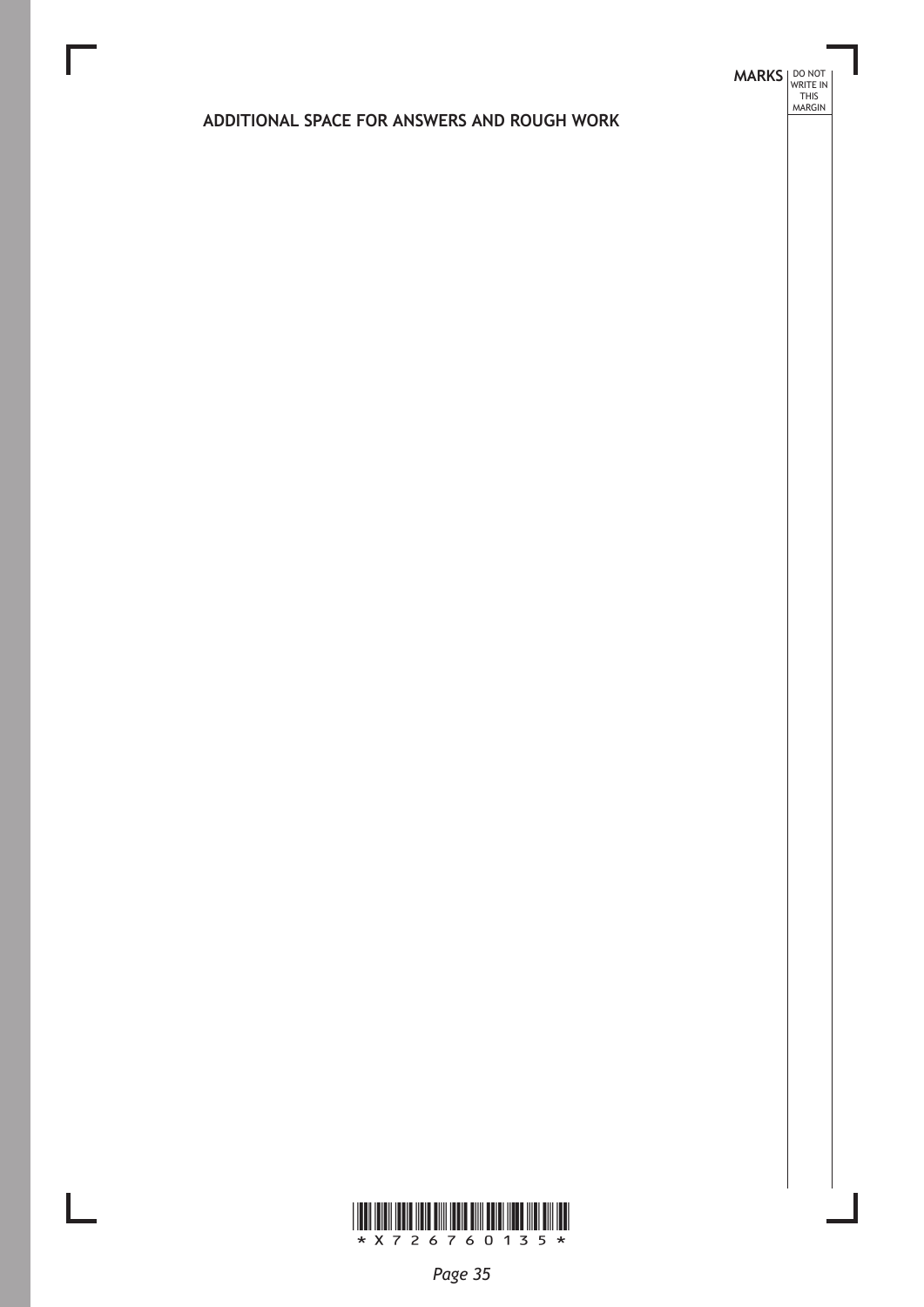ADDITIONAL SPACE FOR ANSWERS AND ROUGH WORK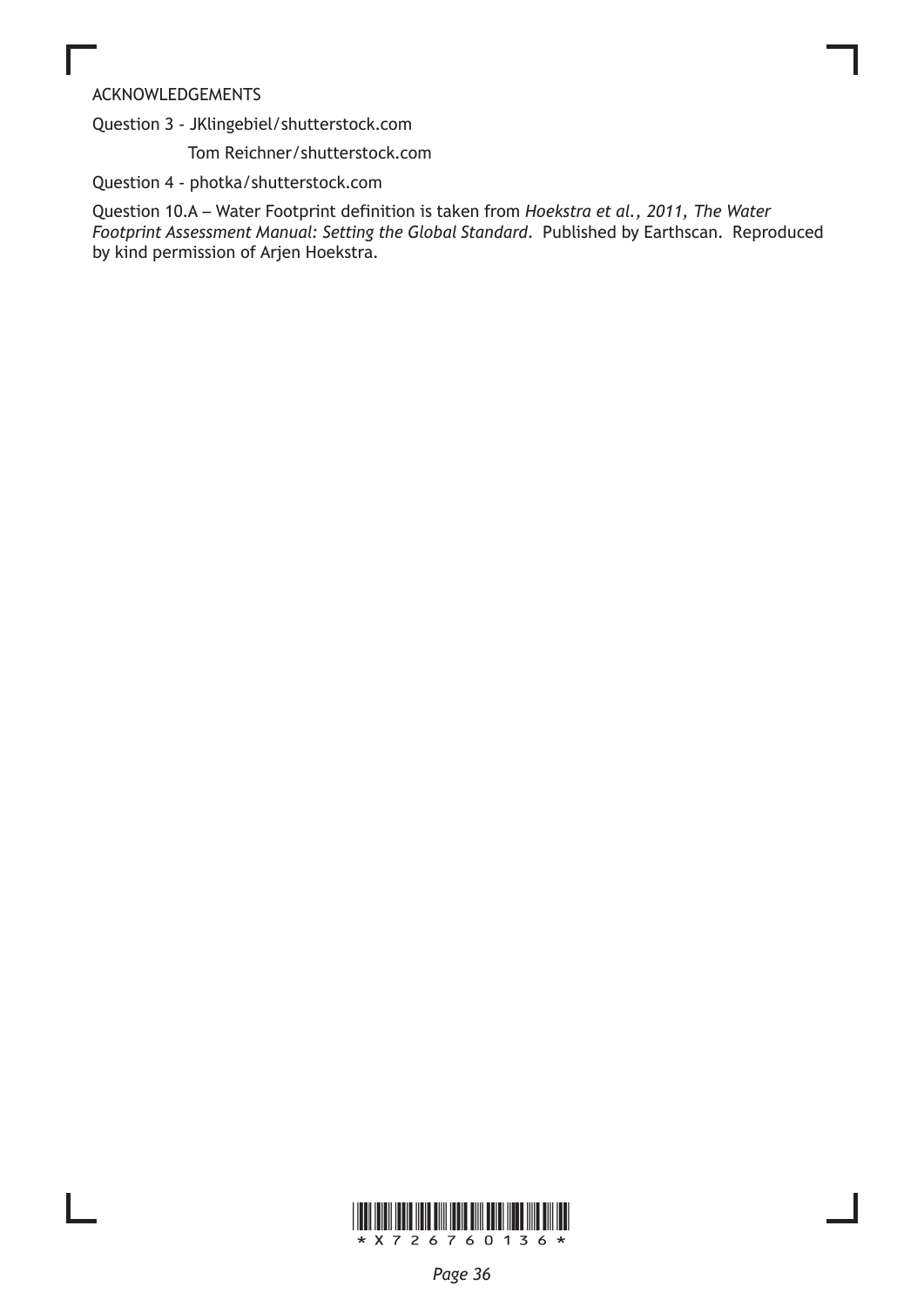ACKNOWLEDGEMENTS

Question 3 - JKlingebiel/shutterstock.com

Tom Reichner/shutterstock.com

Question 4 - photka/shutterstock.com

Question 10.A – Water Footprint definition is taken from *Hoekstra et al., 2011, The Water Footprint Assessment Manual: Setting the Global Standard*. Published by Earthscan. Reproduced by kind permission of Arjen Hoekstra.

*X726760136*